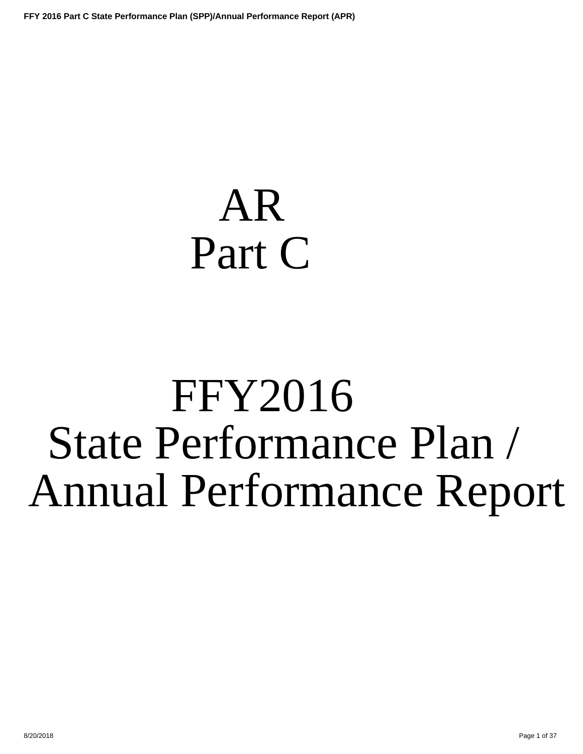# AR
# Part C

# FFY2016
# State Performance Plan / Annual Performance Report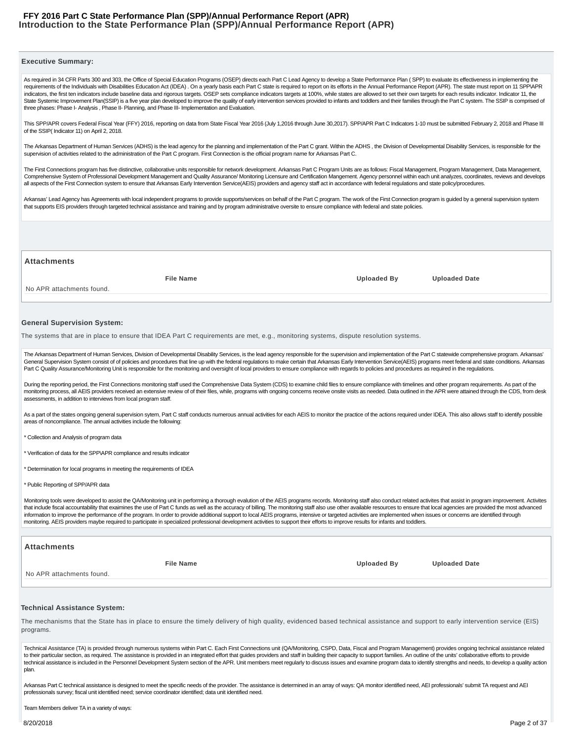# Introduction to the State Performance Plan (SPP)/Annual Performance Report (APR)

### Executive Summary:

As required in 34 CFR Parts 300 and 303, the Office of Special Education Programs (OSEP) directs each Part C Lead Agency to develop a State Performance Plan ( SPP) to evaluate its effectiveness in implementing the requirements of the Individuals with Disabilities Education Act (IDEA) . On a yearly basis each Part C state is required to report on its efforts in the Annual Performance Report (APR). The state must report on 11 SPP\APR indicators, the first ten indicators include baseline data and rigorous targets. OSEP sets compliance indicators targets at 100%, while states are allowed to set their own targets for each results indicator. Indicator 11, the State Systemic Improvement Plan(SSIP) is a five year plan developed to improve the quality of early intervention services provided to infants and toddlers and their families through the Part C system. The SSIP is comprised of three phases: Phase I- Analysis , Phase II- Planning, and Phase III- Implementation and Evaluation.

This SPP/APR covers Federal Fiscal Year (FFY) 2016, reporting on data from State Fiscal Year 2016 (July 1,2016 through June 30,2017). SPP/APR Part C Indicators 1-10 must be submitted February 2, 2018 and Phase III of the SSIP( Indicator 11) on April 2, 2018.

The Arkansas Department of Human Services (ADHS) is the lead agency for the planning and implementation of the Part C grant. Within the ADHS , the Division of Developmental Disability Services, is responsible for the supervision of activities related to the administration of the Part C program. First Connection is the official program name for Arkansas Part C.

The First Connections program has five distinctive, collaborative units responsible for network development. Arkansas Part C Program Units are as follows: Fiscal Management, Program Management, Data Management, Comprehensive System of Professional Development Management and Quality Assurance/ Monitoring Licensure and Certification Mangement. Agency personnel within each unit analyzes, coordinates, reviews and develops all aspects of the First Connection system to ensure that Arkansas Early Intervention Service(AEIS) providers and agency staff act in accordance with federal regulations and state policy/procedures.

Arkansas' Lead Agency has Agreements with local independent programs to provide supports/services on behalf of the Part C program. The work of the First Connection program is guided by a general supervision system that supports EIS providers through targeted technical assistance and training and by program administrative oversite to ensure compliance with federal and state policies.

#### Attachments

| File Name | Uploaded By | Uploaded Date |
|---|---|---|
| No APR attachments found. | | |

### General Supervision System:

The systems that are in place to ensure that IDEA Part C requirements are met, e.g., monitoring systems, dispute resolution systems.

The Arkansas Department of Human Services, Division of Developmental Disability Services, is the lead agency responsible for the supervision and implementation of the Part C statewide comprehensive program. Arkansas' General Supervision System consist of of policies and procedures that line up with the federal regulations to make certain that Arkansas Early Intervention Service(AEIS) programs meet federal and state conditions. Arkansas Part C Quality Assurance/Monitoring Unit is responsible for the monitoring and oversight of local providers to ensure compliance with regards to policies and procedures as required in the regulations.

During the reporting period, the First Connections monitoring staff used the Comprehensive Data System (CDS) to examine child files to ensure compliance with timelines and other program requirements. As part of the monitoring process, all AEIS providers received an extensive review of of their files, while, programs with ongoing concerns receive onsite visits as needed. Data outlined in the APR were attained through the CDS, from desk assessments, in addition to interviews from local program staff.

As a part of the states ongoing general supervision sytem, Part C staff conducts numerous annual activities for each AEIS to monitor the practice of the actions required under IDEA. This also allows staff to identify possible areas of noncompliance. The annual activities include the following:

* Collection and Analysis of program data

* Verification of data for the SPP\APR compliance and results indicator

* Determination for local programs in meeting the requirements of IDEA

* Public Reporting of SPP/APR data

Monitoring tools were developed to assist the QA/Monitoring unit in performing a thorough evalution of the AEIS programs records. Monitoring staff also conduct related activites that assist in program improvement. Activites that include fiscal accountability that exaimines the use of Part C funds as well as the accuracy of billing. The monitoring staff also use other available resources to ensure that local agencies are provided the most advanced information to improve the performance of the program. In order to provide additional support to local AEIS programs, intensive or targeted activities are implemented when issues or concerns are identified through monitoring. AEIS providers maybe required to participate in specialized professional development activities to support their efforts to improve results for infants and toddlers.

#### Attachments

| File Name | Uploaded By | Uploaded Date |
|---|---|---|
| No APR attachments found. | | |

### Technical Assistance System:

The mechanisms that the State has in place to ensure the timely delivery of high quality, evidenced based technical assistance and support to early intervention service (EIS) programs.

Technical Assistance (TA) is provided through numerous systems within Part C. Each First Connections unit (QA/Monitoring, CSPD, Data, Fiscal and Program Management) provides ongoing technical assistance related to their particular section, as required. The assistance is provided in an integrated effort that guides providers and staff in building their capacity to support families. An outline of the units' collaborative efforts to provide technical assistance is included in the Personnel Development System section of the APR. Unit members meet regularly to discuss issues and examine program data to identify strengths and needs, to develop a quality action plan.

Arkansas Part C technical assistance is designed to meet the specific needs of the provider. The assistance is determined in an array of ways: QA monitor identified need, AEI professionals' submit TA request and AEI professionals survey; fiscal unit identified need; service coordinator identified; data unit identified need.

Team Members deliver TA in a variety of ways: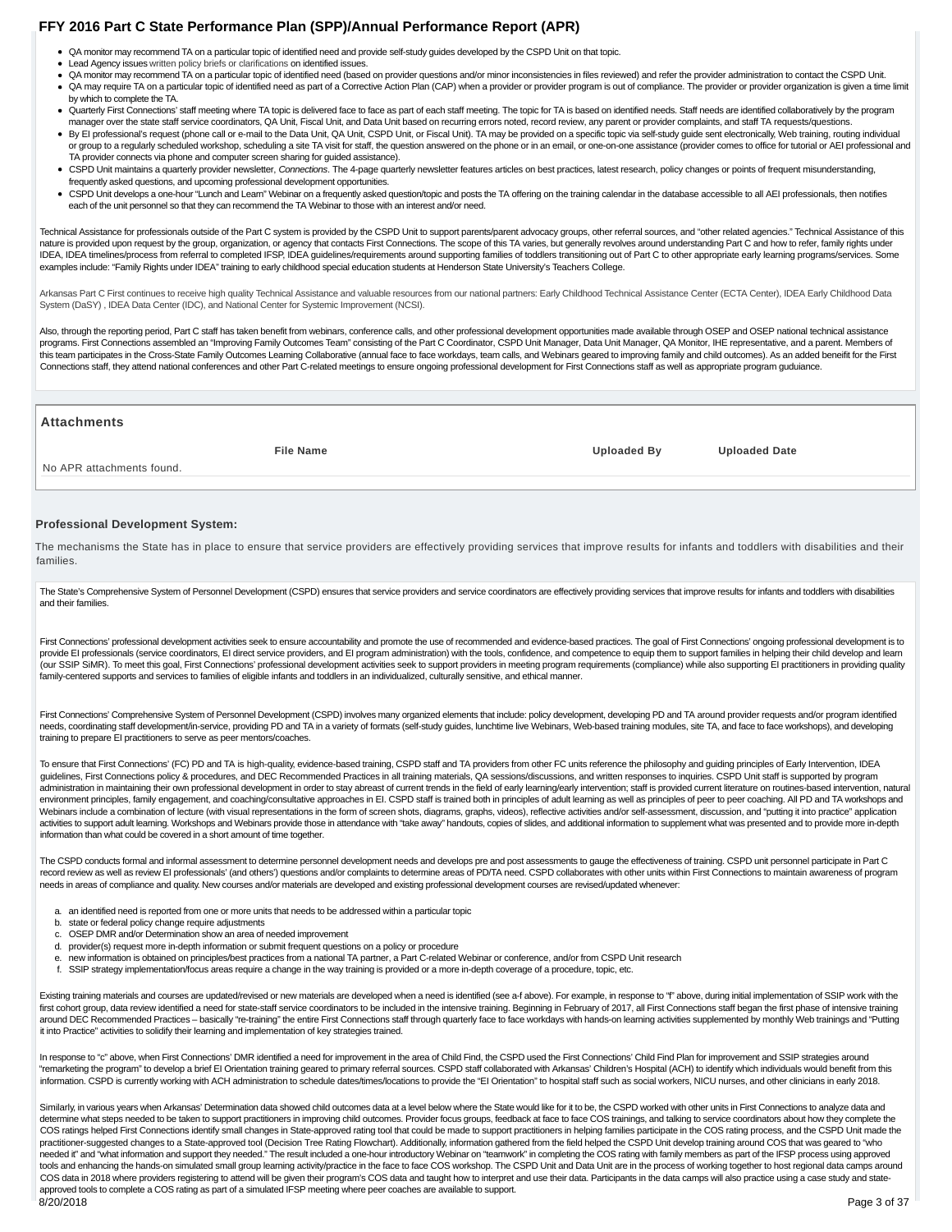- QA monitor may recommend TA on a particular topic of identified need and provide self-study guides developed by the CSPD Unit on that topic.
- Lead Agency issues written policy briefs or clarifications on identified issues.
- QA monitor may recommend TA on a particular topic of identified need (based on provider questions and/or minor inconsistencies in files reviewed) and refer the provider administration to contact the CSPD Unit.
- QA may require TA on a particular topic of identified need as part of a Corrective Action Plan (CAP) when a provider or provider program is out of compliance. The provider or provider organization is given a time limit by which to complete the TA.
- Quarterly First Connections' staff meeting where TA topic is delivered face to face as part of each staff meeting. The topic for TA is based on identified needs. Staff needs are identified collaboratively by the program manager over the state staff service coordinators, QA Unit, Fiscal Unit, and Data Unit based on recurring errors noted, record review, any parent or provider complaints, and staff TA requests/questions.
- By EI professional's request (phone call or e-mail to the Data Unit, QA Unit, CSPD Unit, or Fiscal Unit). TA may be provided on a specific topic via self-study guide sent electronically, Web training, routing individual or group to a regularly scheduled workshop, scheduling a site TA visit for staff, the question answered on the phone or in an email, or one-on-one assistance (provider comes to office for tutorial or AEI professional and TA provider connects via phone and computer screen sharing for guided assistance).
- CSPD Unit maintains a quarterly provider newsletter, *Connections*. The 4-page quarterly newsletter features articles on best practices, latest research, policy changes or points of frequent misunderstanding, frequently asked questions, and upcoming professional development opportunities.
- CSPD Unit develops a one-hour "Lunch and Learn" Webinar on a frequently asked question/topic and posts the TA offering on the training calendar in the database accessible to all AEI professionals, then notifies each of the unit personnel so that they can recommend the TA Webinar to those with an interest and/or need.

Technical Assistance for professionals outside of the Part C system is provided by the CSPD Unit to support parents/parent advocacy groups, other referral sources, and "other related agencies." Technical Assistance of this nature is provided upon request by the group, organization, or agency that contacts First Connections. The scope of this TA varies, but generally revolves around understanding Part C and how to refer, family rights under IDEA, IDEA timelines/process from referral to completed IFSP, IDEA guidelines/requirements around supporting families of toddlers transitioning out of Part C to other appropriate early learning programs/services. Some examples include: "Family Rights under IDEA" training to early childhood special education students at Henderson State University's Teachers College.

Arkansas Part C First continues to receive high quality Technical Assistance and valuable resources from our national partners: Early Childhood Technical Assistance Center (ECTA Center), IDEA Early Childhood Data System (DaSY) , IDEA Data Center (IDC), and National Center for Systemic Improvement (NCSI).

Also, through the reporting period, Part C staff has taken benefit from webinars, conference calls, and other professional development opportunities made available through OSEP and OSEP national technical assistance programs. First Connections assembled an "Improving Family Outcomes Team" consisting of the Part C Coordinator, CSPD Unit Manager, Data Unit Manager, QA Monitor, IHE representative, and a parent. Members of this team participates in the Cross-State Family Outcomes Learning Collaborative (annual face to face workdays, team calls, and Webinars geared to improving family and child outcomes). As an added beneifit for the First Connections staff, they attend national conferences and other Part C-related meetings to ensure ongoing professional development for First Connections staff as well as appropriate program guduiance.

## Attachments

| File Name | Uploaded By | Uploaded Date |
|---|---|---|
| No APR attachments found. | | |

### Professional Development System:

The mechanisms the State has in place to ensure that service providers are effectively providing services that improve results for infants and toddlers with disabilities and their families.

The State's Comprehensive System of Personnel Development (CSPD) ensures that service providers and service coordinators are effectively providing services that improve results for infants and toddlers with disabilities and their families.

First Connections' professional development activities seek to ensure accountability and promote the use of recommended and evidence-based practices. The goal of First Connections' ongoing professional development is to provide EI professionals (service coordinators, EI direct service providers, and EI program administration) with the tools, confidence, and competence to equip them to support families in helping their child develop and learn (our SSIP SiMR). To meet this goal, First Connections' professional development activities seek to support providers in meeting program requirements (compliance) while also supporting EI practitioners in providing quality family-centered supports and services to families of eligible infants and toddlers in an individualized, culturally sensitive, and ethical manner.

First Connections' Comprehensive System of Personnel Development (CSPD) involves many organized elements that include: policy development, developing PD and TA around provider requests and/or program identified needs, coordinating staff development/in-service, providing PD and TA in a variety of formats (self-study guides, lunchtime live Webinars, Web-based training modules, site TA, and face to face workshops), and developing training to prepare EI practitioners to serve as peer mentors/coaches.

To ensure that First Connections' (FC) PD and TA is high-quality, evidence-based training, CSPD staff and TA providers from other FC units reference the philosophy and guiding principles of Early Intervention, IDEA guidelines, First Connections policy & procedures, and DEC Recommended Practices in all training materials, QA sessions/discussions, and written responses to inquiries. CSPD Unit staff is supported by program administration in maintaining their own professional development in order to stay abreast of current trends in the field of early learning/early intervention; staff is provided current literature on routines-based intervention, natural environment principles, family engagement, and coaching/consultative approaches in EI. CSPD staff is trained both in principles of adult learning as well as principles of peer to peer coaching. All PD and TA workshops and Webinars include a combination of lecture (with visual representations in the form of screen shots, diagrams, graphs, videos), reflective activities and/or self-assessment, discussion, and "putting it into practice" application activities to support adult learning. Workshops and Webinars provide those in attendance with "take away" handouts, copies of slides, and additional information to supplement what was presented and to provide more in-depth information than what could be covered in a short amount of time together.

The CSPD conducts formal and informal assessment to determine personnel development needs and develops pre and post assessments to gauge the effectiveness of training. CSPD unit personnel participate in Part C record review as well as review EI professionals' (and others') questions and/or complaints to determine areas of PD/TA need. CSPD collaborates with other units within First Connections to maintain awareness of program needs in areas of compliance and quality. New courses and/or materials are developed and existing professional development courses are revised/updated whenever:

a. an identified need is reported from one or more units that needs to be addressed within a particular topic
b. state or federal policy change require adjustments
c. OSEP DMR and/or Determination show an area of needed improvement
d. provider(s) request more in-depth information or submit frequent questions on a policy or procedure
e. new information is obtained on principles/best practices from a national TA partner, a Part C-related Webinar or conference, and/or from CSPD Unit research
f. SSIP strategy implementation/focus areas require a change in the way training is provided or a more in-depth coverage of a procedure, topic, etc.

Existing training materials and courses are updated/revised or new materials are developed when a need is identified (see a-f above). For example, in response to "f" above, during initial implementation of SSIP work with the first cohort group, data review identified a need for state-staff service coordinators to be included in the intensive training. Beginning in February of 2017, all First Connections staff began the first phase of intensive training around DEC Recommended Practices – basically "re-training" the entire First Connections staff through quarterly face to face workdays with hands-on learning activities supplemented by monthly Web trainings and "Putting it into Practice" activities to solidify their learning and implementation of key strategies trained.

In response to "c" above, when First Connections' DMR identified a need for improvement in the area of Child Find, the CSPD used the First Connections' Child Find Plan for improvement and SSIP strategies around "remarketing the program" to develop a brief EI Orientation training geared to primary referral sources. CSPD staff collaborated with Arkansas' Children's Hospital (ACH) to identify which individuals would benefit from this information. CSPD is currently working with ACH administration to schedule dates/times/locations to provide the "EI Orientation" to hospital staff such as social workers, NICU nurses, and other clinicians in early 2018.

Similarly, in various years when Arkansas' Determination data showed child outcomes data at a level below where the State would like for it to be, the CSPD worked with other units in First Connections to analyze data and determine what steps needed to be taken to support practitioners in improving child outcomes. Provider focus groups, feedback at face to face COS trainings, and talking to service coordinators about how they complete the COS ratings helped First Connections identify small changes in State-approved rating tool that could be made to support practitioners in helping families participate in the COS rating process, and the CSPD Unit made the practitioner-suggested changes to a State-approved tool (Decision Tree Rating Flowchart). Additionally, information gathered from the field helped the CSPD Unit develop training around COS that was geared to "who needed it" and "what information and support they needed." The result included a one-hour introductory Webinar on "teamwork" in completing the COS rating with family members as part of the IFSP process using approved tools and enhancing the hands-on simulated small group learning activity/practice in the face to face COS workshop. The CSPD Unit and Data Unit are in the process of working together to host regional data camps around COS data in 2018 where providers registering to attend will be given their program's COS data and taught how to interpret and use their data. Participants in the data camps will also practice using a case study and state-approved tools to complete a COS rating as part of a simulated IFSP meeting where peer coaches are available to support.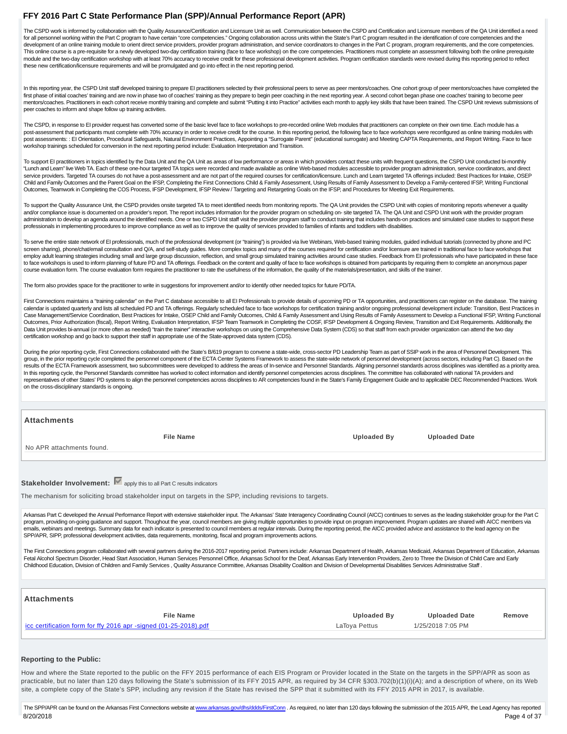The CSPD work is informed by collaboration with the Quality Assurance/Certification and Licensure Unit as well. Communication between the CSPD and Certification and Licensure members of the QA Unit identified a need for all personnel working within the Part C program to have certain "core competencies." Ongoing collaboration across units within the State's Part C program resulted in the identification of core competencies and the development of an online training module to orient direct service providers, provider program administration, and service coordinators to changes in the Part C program, program requirements, and the core competencies. This online course is a pre-requisite for a newly developed two-day certification training (face to face workshop) on the core competencies. Practitioners must complete an assessment following both the online prerequisite module and the two-day certification workshop with at least 70% accuracy to receive credit for these professional development activities. Program certification standards were revised during this reporting period to reflect these new certification/licensure requirements and will be promulgated and go into effect in the next reporting period.

In this reporting year, the CSPD Unit staff developed training to prepare EI practitioners selected by their professional peers to serve as peer mentors/coaches. One cohort group of peer mentors/coaches have completed the first phase of initial coaches' training and are now in phase two of coaches' training as they prepare to begin peer coaching in the next reporting year. A second cohort began phase one coaches' training to become peer mentors/coaches. Practitioners in each cohort receive monthly training and complete and submit "Putting it into Practice" activities each month to apply key skills that have been trained. The CSPD Unit reviews submissions of peer coaches to inform and shape follow up training activities.

The CSPD, in response to EI provider request has converted some of the basic level face to face workshops to pre-recorded online Web modules that practitioners can complete on their own time. Each module has a post-assessment that participants must complete with 70% accuracy in order to receive credit for the course. In this reporting period, the following face to face workshops were reconfigured as online training modules with post assessments: : EI Orientation, Procedural Safeguards, Natural Environment Practices, Appointing a "Surrogate Parent" (educational surrogate) and Meeting CAPTA Requirements, and Report Writing. Face to face workshop trainings scheduled for conversion in the next reporting period include: Evaluation Interpretation and Transition.

To support EI practitioners in topics identified by the Data Unit and the QA Unit as areas of low performance or areas in which providers contact these units with frequent questions, the CSPD Unit conducted bi-monthly "Lunch and Learn" live Web TA. Each of these one-hour targeted TA topics were recorded and made available as online Web-based modules accessible to provider program administration, service coordinators, and direct service providers. Targeted TA courses do not have a post-assessment and are not part of the required courses for certification/licensure. Lunch and Learn targeted TA offerings included: Best Practices for Intake, OSEP Child and Family Outcomes and the Parent Goal on the IFSP, Completing the First Connections Child & Family Assessment, Using Results of Family Assessment to Develop a Family-centered IFSP, Writing Functional Outcomes, Teamwork in Completing the COS Process, IFSP Development, IFSP Review / Targeting and Retargeting Goals on the IFSP, and Procedures for Meeting Exit Requirements.

To support the Quality Assurance Unit, the CSPD provides onsite targeted TA to meet identified needs from monitoring reports. The QA Unit provides the CSPD Unit with copies of monitoring reports whenever a quality and/or compliance issue is documented on a provider's report. The report includes information for the provider program on scheduling on- site targeted TA. The QA Unit and CSPD Unit work with the provider program administration to develop an agenda around the identified needs. One or two CSPD Unit staff visit the provider program staff to conduct training that includes hands-on practices and simulated case studies to support these professionals in implementing procedures to improve compliance as well as to improve the quality of services provided to families of infants and toddlers with disabilities.

To serve the entire state network of EI professionals, much of the professional development (or "training") is provided via live Webinars, Web-based training modules, guided individual tutorials (connected by phone and PC screen sharing), phone/chat/email consultation and Q/A, and self-study guides. More complex topics and many of the courses required for certification and/or licensure are trained in traditional face to face workshops that employ adult learning strategies including small and large group discussion, reflection, and small group simulated training activities around case studies. Feedback from EI professionals who have participated in these face to face workshops is used to inform planning of future PD and TA offerings. Feedback on the content and quality of face to face workshops is obtained from participants by requiring them to complete an anonymous paper course evaluation form. The course evaluation form requires the practitioner to rate the usefulness of the information, the quality of the materials/presentation, and skills of the trainer.

The form also provides space for the practitioner to write in suggestions for improvement and/or to identify other needed topics for future PD/TA.

First Connections maintains a "training calendar" on the Part C database accessible to all EI Professionals to provide details of upcoming PD or TA opportunities, and practitioners can register on the database. The training calendar is updated quarterly and lists all scheduled PD and TA offerings. Regularly scheduled face to face workshops for certification training and/or ongoing professional development include: Transition, Best Practices in Case Management/Service Coordination, Best Practices for Intake, OSEP Child and Family Outcomes, Child & Family Assessment and Using Results of Family Assessment to Develop a Functional IFSP, Writing Functional Outcomes, Prior Authorization (fiscal), Report Writing, Evaluation Interpretation, IFSP Team Teamwork in Completing the COSF, IFSP Development & Ongoing Review, Transition and Exit Requirements. Additionally, the Data Unit provides bi-annual (or more often as needed) "train the trainer" interactive workshops on using the Comprehensive Data System (CDS) so that staff from each provider organization can attend the two day certification workshop and go back to support their staff in appropriate use of the State-approved data system (CDS).

During the prior reporting cycle, First Connections collaborated with the State's B/619 program to convene a state-wide, cross-sector PD Leadership Team as part of SSIP work in the area of Personnel Development. This group, in the prior reporting cycle completed the personnel component of the ECTA Center Systems Framework to assess the state-wide network of personnel development (across sectors, including Part C). Based on the results of the ECTA Framework assessment, two subcommittees were developed to address the areas of In-service and Personnel Standards. Aligning personnel standards across disciplines was identified as a priority area. In this reporting cycle, the Personnel Standards committee has worked to collect information and identify personnel competencies across disciplines. The committee has collaborated with national TA providers and representatives of other States' PD systems to align the personnel competencies across disciplines to AR competencies found in the State's Family Engagement Guide and to applicable DEC Recommended Practices. Work on the cross-disciplinary standards is ongoing.

**Attachments**

| File Name | Uploaded By | Uploaded Date |
|---|---|---|
| No APR attachments found. | | |

**Stakeholder Involvement:** ☑ apply this to all Part C results indicators

The mechanism for soliciting broad stakeholder input on targets in the SPP, including revisions to targets.

Arkansas Part C developed the Annual Performance Report with extensive stakeholder input. The Arkansas' State Interagency Coordinating Council (AICC) continues to serves as the leading stakeholder group for the Part C program, providing on-going guidance and support. Thoughout the year, council members are giving multiple opportunities to provide input on program improvement. Program updates are shared with AICC members via emails, webinars and meetings. Summary data for each indicator is presented to council members at regular intervals. During the reporting period, the AICC provided advice and assistance to the lead agency on the SPP/APR, SIPP, professional development activities, data requirements, monitoring, fiscal and program improvements actions.

The First Connections program collaborated with several partners during the 2016-2017 reporting period. Partners include: Arkansas Department of Health, Arkansas Medicaid, Arkansas Department of Education, Arkansas Fetal Alcohol Spectrum Disorder, Head Start Association, Human Services Personnel Office, Arkansas School for the Deaf, Arkansas Early Intervention Providers, Zero to Three the Division of Child Care and Early Childhood Education, Division of Children and Family Services , Quality Assurance Committee, Arkansas Disability Coalition and Division of Developmental Disabilities Services Administrative Staff .

**Attachments**

| File Name | Uploaded By | Uploaded Date | Remove |
|---|---|---|---|
| icc certification form for ffy 2016 apr -signed (01-25-2018).pdf | LaToya Pettus | 1/25/2018 7:05 PM | |

**Reporting to the Public:**

How and where the State reported to the public on the FFY 2015 performance of each EIS Program or Provider located in the State on the targets in the SPP/APR as soon as practicable, but no later than 120 days following the State's submission of its FFY 2015 APR, as required by 34 CFR §303.702(b)(1)(i)(A); and a description of where, on its Web site, a complete copy of the State's SPP, including any revision if the State has revised the SPP that it submitted with its FFY 2015 APR in 2017, is available.

The SPP/APR can be found on the Arkansas First Connections website at www.arkansas.gov/dhs/ddds/FirstConn . As required, no later than 120 days following the submission of the 2015 APR, the Lead Agency has reported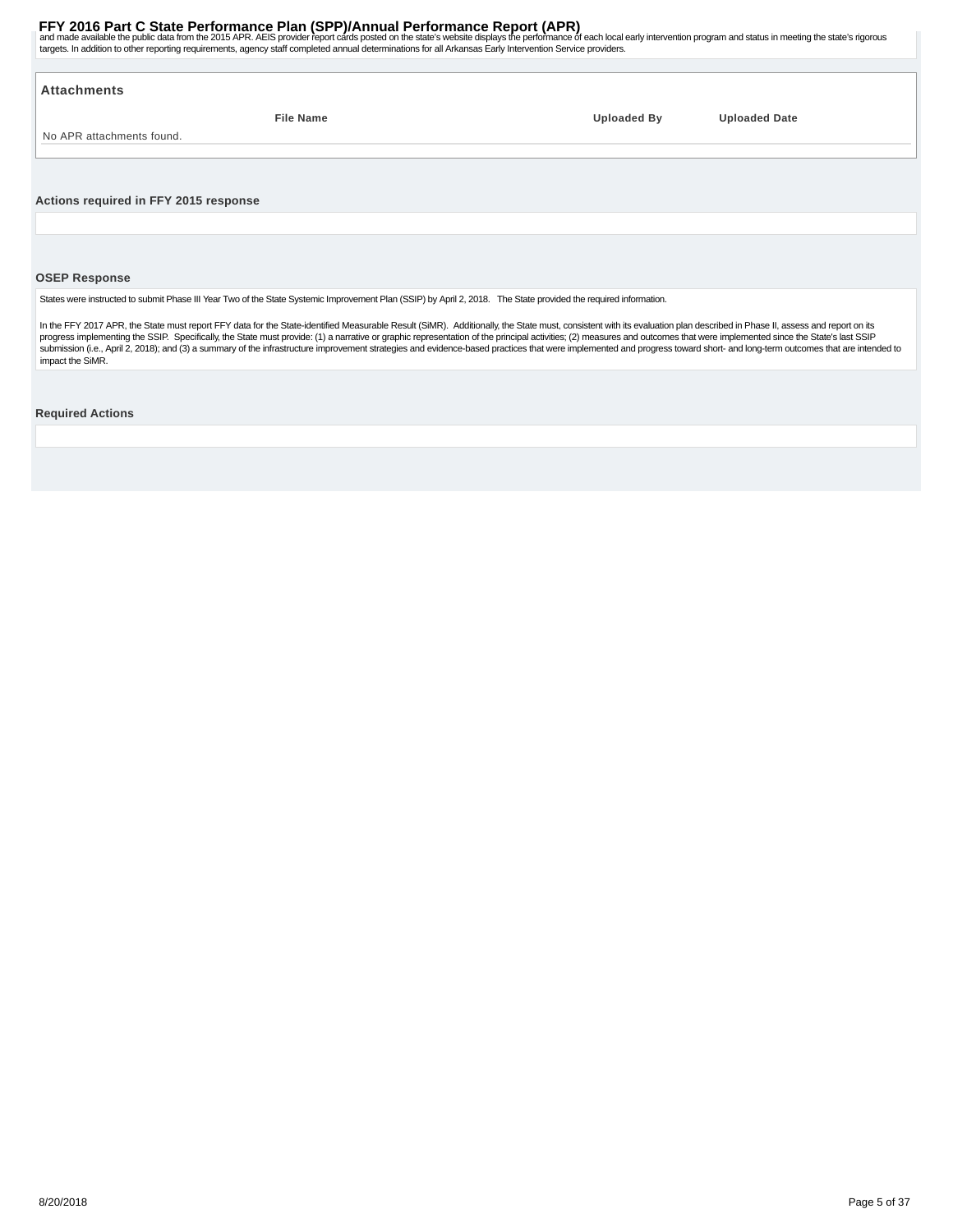and made available the public data from the 2015 APR. AEIS provider report cards posted on the state's website displays the performance of each local early intervention program and status in meeting the state's rigorous targets. In addition to other reporting requirements, agency staff completed annual determinations for all Arkansas Early Intervention Service providers.

### Attachments

| File Name | Uploaded By | Uploaded Date |
|---|---|---|
| No APR attachments found. | | |

### Actions required in FFY 2015 response

### OSEP Response

States were instructed to submit Phase III Year Two of the State Systemic Improvement Plan (SSIP) by April 2, 2018. The State provided the required information.

In the FFY 2017 APR, the State must report FFY data for the State-identified Measurable Result (SiMR). Additionally, the State must, consistent with its evaluation plan described in Phase II, assess and report on its progress implementing the SSIP. Specifically, the State must provide: (1) a narrative or graphic representation of the principal activities; (2) measures and outcomes that were implemented since the State's last SSIP submission (i.e., April 2, 2018); and (3) a summary of the infrastructure improvement strategies and evidence-based practices that were implemented and progress toward short- and long-term outcomes that are intended to impact the SiMR.

### Required Actions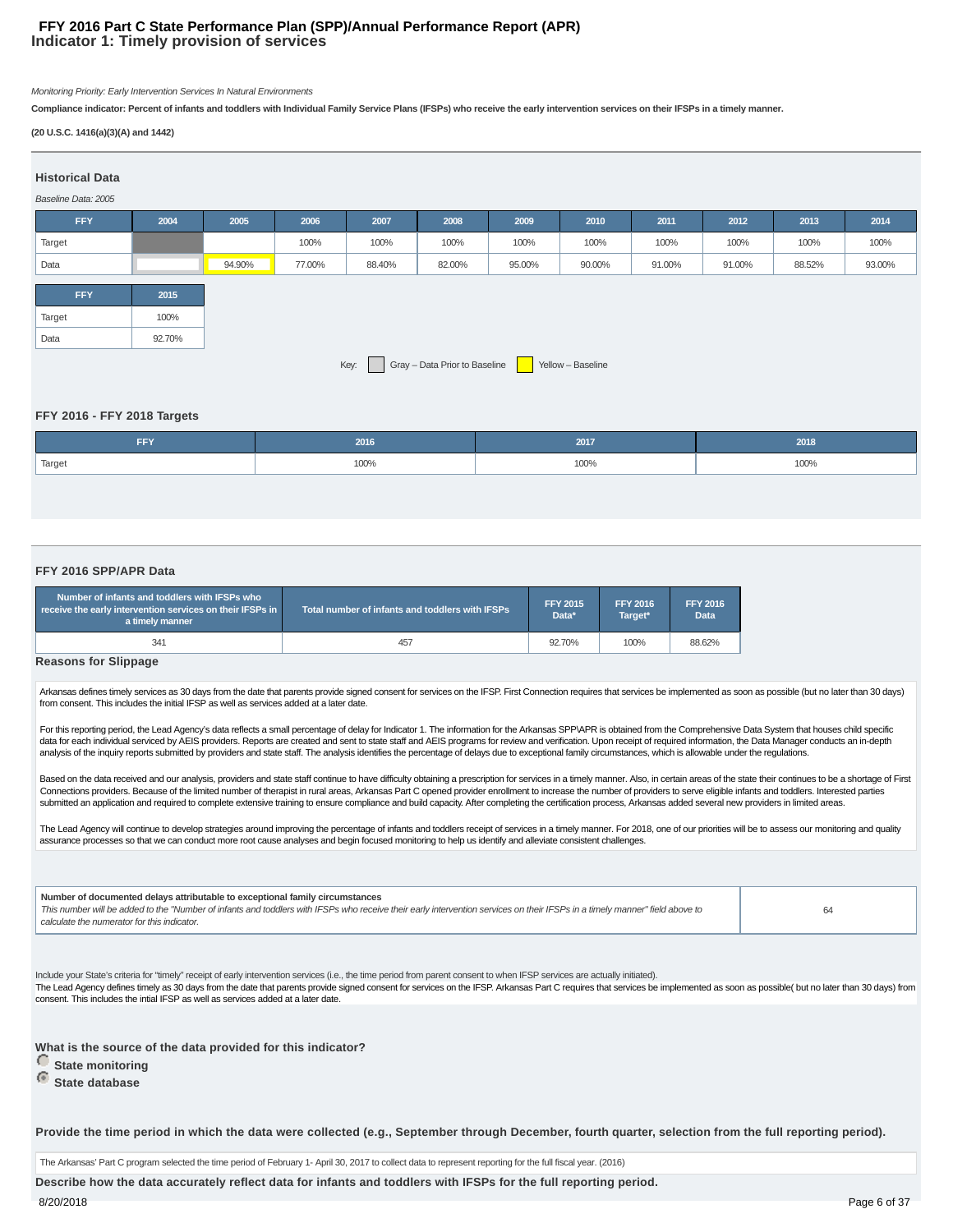# FFY 2016 Part C State Performance Plan (SPP)/Annual Performance Report (APR)
## Indicator 1: Timely provision of services

*Monitoring Priority: Early Intervention Services In Natural Environments*

**Compliance indicator: Percent of infants and toddlers with Individual Family Service Plans (IFSPs) who receive the early intervention services on their IFSPs in a timely manner.**

**(20 U.S.C. 1416(a)(3)(A) and 1442)**

### Historical Data

*Baseline Data: 2005*

| FFY | 2004 | 2005 | 2006 | 2007 | 2008 | 2009 | 2010 | 2011 | 2012 | 2013 | 2014 |
|---|---|---|---|---|---|---|---|---|---|---|---|
| Target | | | 100% | 100% | 100% | 100% | 100% | 100% | 100% | 100% | 100% |
| Data | | 94.90% | 77.00% | 88.40% | 82.00% | 95.00% | 90.00% | 91.00% | 91.00% | 88.52% | 93.00% |

| FFY | 2015 |
|---|---|
| Target | 100% |
| Data | 92.70% |

Key: Gray – Data Prior to Baseline | Yellow – Baseline

### FFY 2016 - FFY 2018 Targets

| FFY | 2016 | 2017 | 2018 |
|---|---|---|---|
| Target | 100% | 100% | 100% |

### FFY 2016 SPP/APR Data

| Number of infants and toddlers with IFSPs who receive the early intervention services on their IFSPs in a timely manner | Total number of infants and toddlers with IFSPs | FFY 2015 Data* | FFY 2016 Target* | FFY 2016 Data |
|---|---|---|---|---|
| 341 | 457 | 92.70% | 100% | 88.62% |

**Reasons for Slippage**

Arkansas defines timely services as 30 days from the date that parents provide signed consent for services on the IFSP. First Connection requires that services be implemented as soon as possible (but no later than 30 days) from consent. This includes the initial IFSP as well as services added at a later date.

For this reporting period, the Lead Agency's data reflects a small percentage of delay for Indicator 1. The information for the Arkansas SPP\APR is obtained from the Comprehensive Data System that houses child specific data for each individual serviced by AEIS providers. Reports are created and sent to state staff and AEIS programs for review and verification. Upon receipt of required information, the Data Manager conducts an in-depth analysis of the inquiry reports submitted by providers and state staff. The analysis identifies the percentage of delays due to exceptional family circumstances, which is allowable under the regulations.

Based on the data received and our analysis, providers and state staff continue to have difficulty obtaining a prescription for services in a timely manner. Also, in certain areas of the state their continues to be a shortage of First Connections providers. Because of the limited number of therapist in rural areas, Arkansas Part C opened provider enrollment to increase the number of providers to serve eligible infants and toddlers. Interested parties submitted an application and required to complete extensive training to ensure compliance and build capacity. After completing the certification process, Arkansas added several new providers in limited areas.

The Lead Agency will continue to develop strategies around improving the percentage of infants and toddlers receipt of services in a timely manner. For 2018, one of our priorities will be to assess our monitoring and quality assurance processes so that we can conduct more root cause analyses and begin focused monitoring to help us identify and alleviate consistent challenges.

| Number of documented delays attributable to exceptional family circumstances *This number will be added to the "Number of infants and toddlers with IFSPs who receive their early intervention services on their IFSPs in a timely manner" field above to calculate the numerator for this indicator.* | 64 |
|---|---|

Include your State's criteria for "timely" receipt of early intervention services (i.e., the time period from parent consent to when IFSP services are actually initiated).
The Lead Agency defines timely as 30 days from the date that parents provide signed consent for services on the IFSP. Arkansas Part C requires that services be implemented as soon as possible( but no later than 30 days) from consent. This includes the intial IFSP as well as services added at a later date.

**What is the source of the data provided for this indicator?**

- **State monitoring**
- **State database**

**Provide the time period in which the data were collected (e.g., September through December, fourth quarter, selection from the full reporting period).**

The Arkansas' Part C program selected the time period of February 1- April 30, 2017 to collect data to represent reporting for the full fiscal year. (2016)

**Describe how the data accurately reflect data for infants and toddlers with IFSPs for the full reporting period.**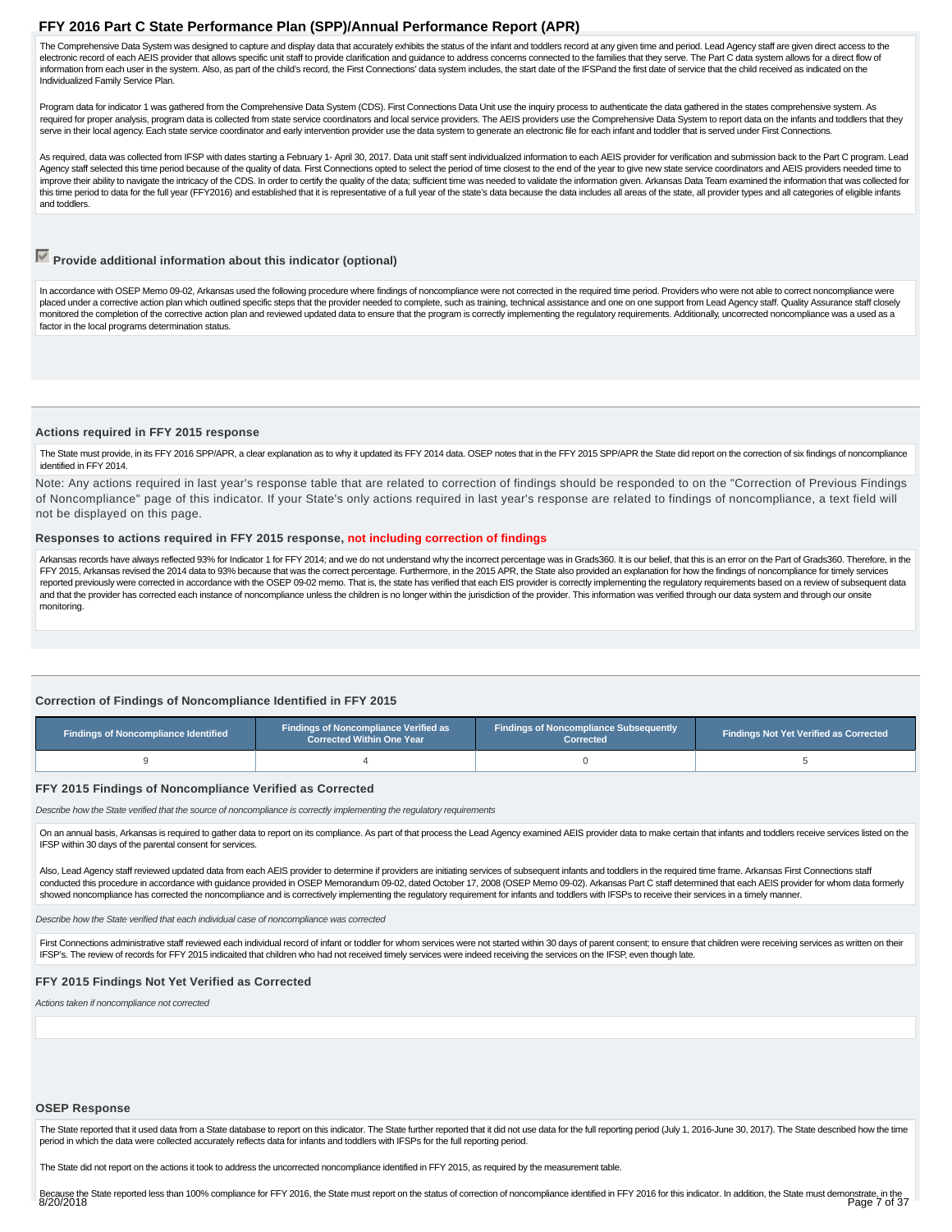The Comprehensive Data System was designed to capture and display data that accurately exhibits the status of the infant and toddlers record at any given time and period. Lead Agency staff are given direct access to the electronic record of each AEIS provider that allows specific unit staff to provide clarification and guidance to address concerns connected to the families that they serve. The Part C data system allows for a direct flow of information from each user in the system. Also, as part of the child's record, the First Connections' data system includes, the start date of the IFSPand the first date of service that the child received as indicated on the Individualized Family Service Plan.

Program data for indicator 1 was gathered from the Comprehensive Data System (CDS). First Connections Data Unit use the inquiry process to authenticate the data gathered in the states comprehensive system. As required for proper analysis, program data is collected from state service coordinators and local service providers. The AEIS providers use the Comprehensive Data System to report data on the infants and toddlers that they serve in their local agency. Each state service coordinator and early intervention provider use the data system to generate an electronic file for each infant and toddler that is served under First Connections.

As required, data was collected from IFSP with dates starting a February 1- April 30, 2017. Data unit staff sent individualized information to each AEIS provider for verification and submission back to the Part C program. Lead Agency staff selected this time period because of the quality of data. First Connections opted to select the period of time closest to the end of the year to give new state service coordinators and AEIS providers needed time to improve their ability to navigate the intricacy of the CDS. In order to certify the quality of the data; sufficient time was needed to validate the information given. Arkansas Data Team examined the information that was collected for this time period to data for the full year (FFY2016) and established that it is representative of a full year of the state's data because the data includes all areas of the state, all provider types and all categories of eligible infants and toddlers.

☑ **Provide additional information about this indicator (optional)**

In accordance with OSEP Memo 09-02, Arkansas used the following procedure where findings of noncompliance were not corrected in the required time period. Providers who were not able to correct noncompliance were placed under a corrective action plan which outlined specific steps that the provider needed to complete, such as training, technical assistance and one on one support from Lead Agency staff. Quality Assurance staff closely monitored the completion of the corrective action plan and reviewed updated data to ensure that the program is correctly implementing the regulatory requirements. Additionally, uncorrected noncompliance was a used as a factor in the local programs determination status.

### Actions required in FFY 2015 response

The State must provide, in its FFY 2016 SPP/APR, a clear explanation as to why it updated its FFY 2014 data. OSEP notes that in the FFY 2015 SPP/APR the State did report on the correction of six findings of noncompliance identified in FFY 2014.

Note: Any actions required in last year's response table that are related to correction of findings should be responded to on the "Correction of Previous Findings of Noncompliance" page of this indicator. If your State's only actions required in last year's response are related to findings of noncompliance, a text field will not be displayed on this page.

### Responses to actions required in FFY 2015 response, not including correction of findings

Arkansas records have always reflected 93% for Indicator 1 for FFY 2014; and we do not understand why the incorrect percentage was in Grads360. It is our belief, that this is an error on the Part of Grads360. Therefore, in the FFY 2015, Arkansas revised the 2014 data to 93% because that was the correct percentage. Furthermore, in the 2015 APR, the State also provided an explanation for how the findings of noncompliance for timely services reported previously were corrected in accordance with the OSEP 09-02 memo. That is, the state has verified that each EIS provider is correctly implementing the regulatory requirements based on a review of subsequent data and that the provider has corrected each instance of noncompliance unless the children is no longer within the jurisdiction of the provider. This information was verified through our data system and through our onsite monitoring.

### Correction of Findings of Noncompliance Identified in FFY 2015

| Findings of Noncompliance Identified | Findings of Noncompliance Verified as Corrected Within One Year | Findings of Noncompliance Subsequently Corrected | Findings Not Yet Verified as Corrected |
|---|---|---|---|
| 9 | 4 | 0 | 5 |

### FFY 2015 Findings of Noncompliance Verified as Corrected

*Describe how the State verified that the source of noncompliance is correctly implementing the regulatory requirements*

On an annual basis, Arkansas is required to gather data to report on its compliance. As part of that process the Lead Agency examined AEIS provider data to make certain that infants and toddlers receive services listed on the IFSP within 30 days of the parental consent for services.

Also, Lead Agency staff reviewed updated data from each AEIS provider to determine if providers are initiating services of subsequent infants and toddlers in the required time frame. Arkansas First Connections staff conducted this procedure in accordance with guidance provided in OSEP Memorandum 09-02, dated October 17, 2008 (OSEP Memo 09-02). Arkansas Part C staff determined that each AEIS provider for whom data formerly showed noncompliance has corrected the noncompliance and is correctively implementing the regulatory requirement for infants and toddlers with IFSPs to receive their services in a timely manner.

*Describe how the State verified that each individual case of noncompliance was corrected*

First Connections administrative staff reviewed each individual record of infant or toddler for whom services were not started within 30 days of parent consent; to ensure that children were receiving services as written on their IFSP's. The review of records for FFY 2015 indicaited that children who had not received timely services were indeed receiving the services on the IFSP, even though late.

### FFY 2015 Findings Not Yet Verified as Corrected

*Actions taken if noncompliance not corrected*

### OSEP Response

The State reported that it used data from a State database to report on this indicator. The State further reported that it did not use data for the full reporting period (July 1, 2016-June 30, 2017). The State described how the time period in which the data were collected accurately reflects data for infants and toddlers with IFSPs for the full reporting period.

The State did not report on the actions it took to address the uncorrected noncompliance identified in FFY 2015, as required by the measurement table.

Because the State reported less than 100% compliance for FFY 2016, the State must report on the status of correction of noncompliance identified in FFY 2016 for this indicator. In addition, the State must demonstrate, in the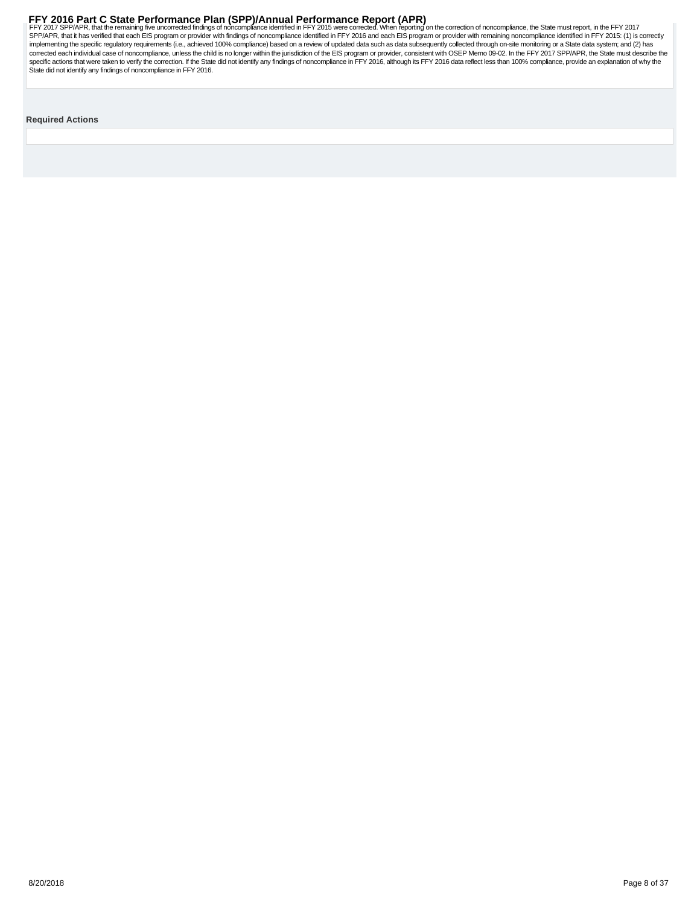FFY 2017 SPP/APR, that the remaining five uncorrected findings of noncompliance identified in FFY 2015 were corrected. When reporting on the correction of noncompliance, the State must report, in the FFY 2017 SPP/APR, that it has verified that each EIS program or provider with findings of noncompliance identified in FFY 2016 and each EIS program or provider with remaining noncompliance identified in FFY 2015: (1) is correctly implementing the specific regulatory requirements (i.e., achieved 100% compliance) based on a review of updated data such as data subsequently collected through on-site monitoring or a State data system; and (2) has corrected each individual case of noncompliance, unless the child is no longer within the jurisdiction of the EIS program or provider, consistent with OSEP Memo 09-02. In the FFY 2017 SPP/APR, the State must describe the specific actions that were taken to verify the correction. If the State did not identify any findings of noncompliance in FFY 2016, although its FFY 2016 data reflect less than 100% compliance, provide an explanation of why the State did not identify any findings of noncompliance in FFY 2016.

**Required Actions**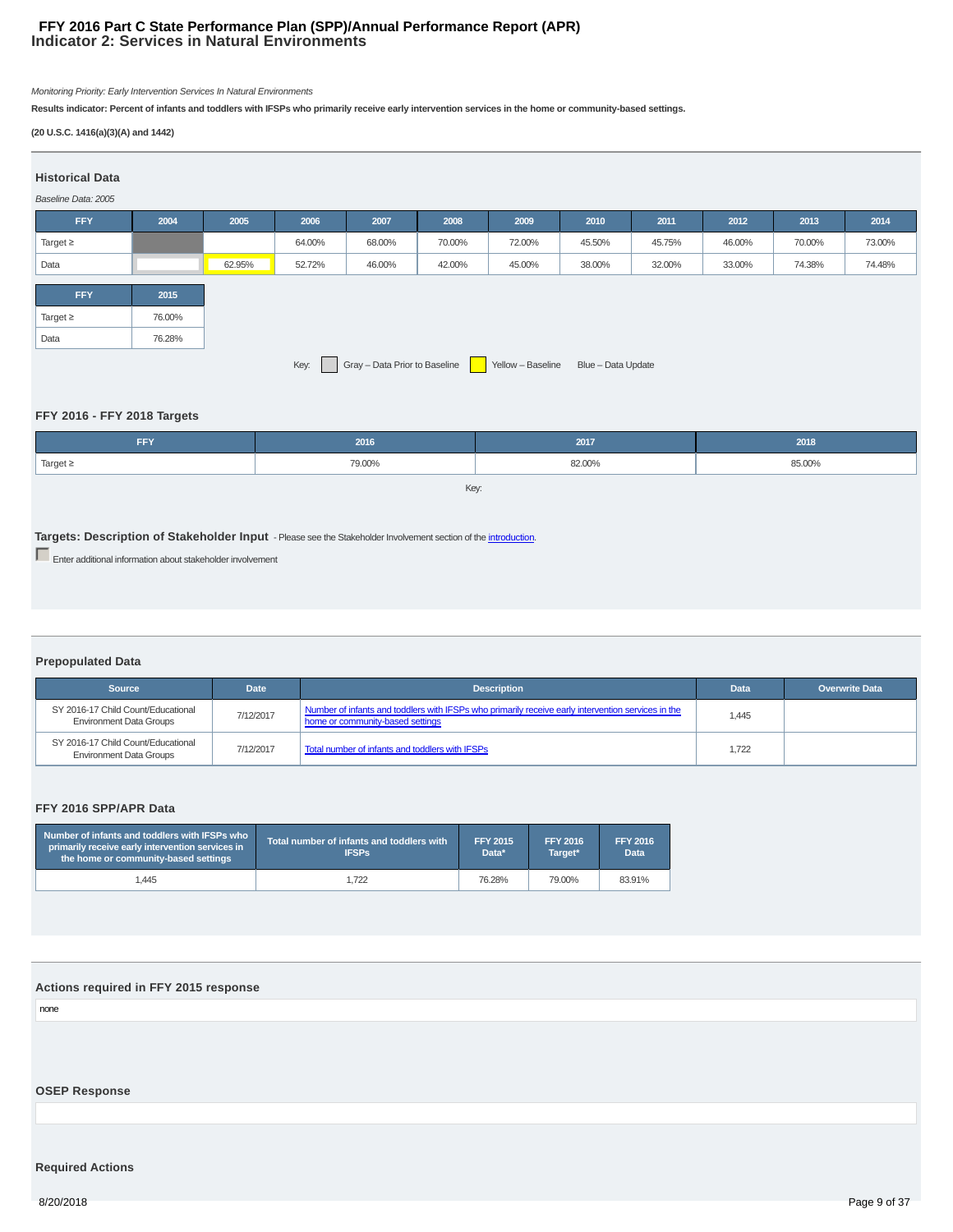# FFY 2016 Part C State Performance Plan (SPP)/Annual Performance Report (APR)
## Indicator 2: Services in Natural Environments

*Monitoring Priority: Early Intervention Services In Natural Environments*

**Results indicator: Percent of infants and toddlers with IFSPs who primarily receive early intervention services in the home or community-based settings.**

**(20 U.S.C. 1416(a)(3)(A) and 1442)**

### Historical Data

*Baseline Data: 2005*

| FFY | 2004 | 2005 | 2006 | 2007 | 2008 | 2009 | 2010 | 2011 | 2012 | 2013 | 2014 |
|---|---|---|---|---|---|---|---|---|---|---|---|
| Target ≥ | | | 64.00% | 68.00% | 70.00% | 72.00% | 45.50% | 45.75% | 46.00% | 70.00% | 73.00% |
| Data | | 62.95% | 52.72% | 46.00% | 42.00% | 45.00% | 38.00% | 32.00% | 33.00% | 74.38% | 74.48% |

| FFY | 2015 |
|---|---|
| Target ≥ | 76.00% |
| Data | 76.28% |

Key: Gray – Data Prior to Baseline; Yellow – Baseline; Blue – Data Update

### FFY 2016 - FFY 2018 Targets

| FFY | 2016 | 2017 | 2018 |
|---|---|---|---|
| Target ≥ | 79.00% | 82.00% | 85.00% |

Key:

### Targets: Description of Stakeholder Input
- Please see the Stakeholder Involvement section of the introduction.

Enter additional information about stakeholder involvement

### Prepopulated Data

| Source | Date | Description | Data | Overwrite Data |
|---|---|---|---|---|
| SY 2016-17 Child Count/Educational Environment Data Groups | 7/12/2017 | Number of infants and toddlers with IFSPs who primarily receive early intervention services in the home or community-based settings | 1,445 | |
| SY 2016-17 Child Count/Educational Environment Data Groups | 7/12/2017 | Total number of infants and toddlers with IFSPs | 1,722 | |

### FFY 2016 SPP/APR Data

| Number of infants and toddlers with IFSPs who primarily receive early intervention services in the home or community-based settings | Total number of infants and toddlers with IFSPs | FFY 2015 Data* | FFY 2016 Target* | FFY 2016 Data |
|---|---|---|---|---|
| 1,445 | 1,722 | 76.28% | 79.00% | 83.91% |

### Actions required in FFY 2015 response

none

### OSEP Response

### Required Actions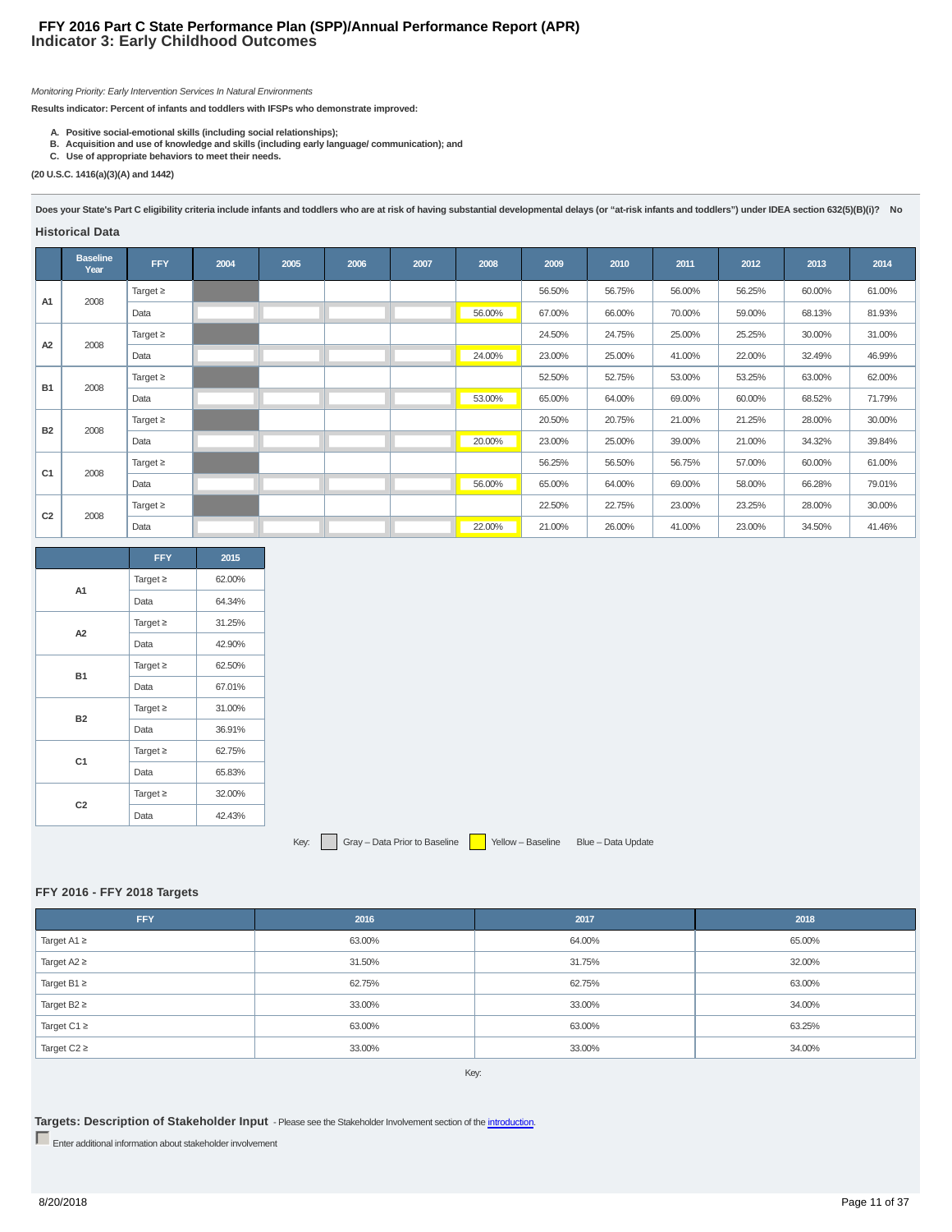# FFY 2016 Part C State Performance Plan (SPP)/Annual Performance Report (APR)
## Indicator 3: Early Childhood Outcomes

*Monitoring Priority: Early Intervention Services In Natural Environments*

**Results indicator: Percent of infants and toddlers with IFSPs who demonstrate improved:**

A. **Positive social-emotional skills (including social relationships);**
B. **Acquisition and use of knowledge and skills (including early language/ communication); and**
C. **Use of appropriate behaviors to meet their needs.**

**(20 U.S.C. 1416(a)(3)(A) and 1442)**

**Does your State's Part C eligibility criteria include infants and toddlers who are at risk of having substantial developmental delays (or "at-risk infants and toddlers") under IDEA section 632(5)(B)(i)? No**

### Historical Data

| | Baseline Year | FFY | 2004 | 2005 | 2006 | 2007 | 2008 | 2009 | 2010 | 2011 | 2012 | 2013 | 2014 |
|---|---|---|---|---|---|---|---|---|---|---|---|---|---|
| A1 | 2008 | Target ≥ | | | | | | 56.50% | 56.75% | 56.00% | 56.25% | 60.00% | 61.00% |
| | | Data | | | | | 56.00% | 67.00% | 66.00% | 70.00% | 59.00% | 68.13% | 81.93% |
| A2 | 2008 | Target ≥ | | | | | | 24.50% | 24.75% | 25.00% | 25.25% | 30.00% | 31.00% |
| | | Data | | | | | 24.00% | 23.00% | 25.00% | 41.00% | 22.00% | 32.49% | 46.99% |
| B1 | 2008 | Target ≥ | | | | | | 52.50% | 52.75% | 53.00% | 53.25% | 63.00% | 62.00% |
| | | Data | | | | | 53.00% | 65.00% | 64.00% | 69.00% | 60.00% | 68.52% | 71.79% |
| B2 | 2008 | Target ≥ | | | | | | 20.50% | 20.75% | 21.00% | 21.25% | 28.00% | 30.00% |
| | | Data | | | | | 20.00% | 23.00% | 25.00% | 39.00% | 21.00% | 34.32% | 39.84% |
| C1 | 2008 | Target ≥ | | | | | | 56.25% | 56.50% | 56.75% | 57.00% | 60.00% | 61.00% |
| | | Data | | | | | 56.00% | 65.00% | 64.00% | 69.00% | 58.00% | 66.28% | 79.01% |
| C2 | 2008 | Target ≥ | | | | | | 22.50% | 22.75% | 23.00% | 23.25% | 28.00% | 30.00% |
| | | Data | | | | | 22.00% | 21.00% | 26.00% | 41.00% | 23.00% | 34.50% | 41.46% |

| | FFY | 2015 |
|---|---|---|
| A1 | Target ≥ | 62.00% |
| | Data | 64.34% |
| A2 | Target ≥ | 31.25% |
| | Data | 42.90% |
| B1 | Target ≥ | 62.50% |
| | Data | 67.01% |
| B2 | Target ≥ | 31.00% |
| | Data | 36.91% |
| C1 | Target ≥ | 62.75% |
| | Data | 65.83% |
| C2 | Target ≥ | 32.00% |
| | Data | 42.43% |

Key: Gray – Data Prior to Baseline Yellow – Baseline Blue – Data Update

### FFY 2016 - FFY 2018 Targets

| FFY | 2016 | 2017 | 2018 |
|---|---|---|---|
| Target A1 ≥ | 63.00% | 64.00% | 65.00% |
| Target A2 ≥ | 31.50% | 31.75% | 32.00% |
| Target B1 ≥ | 62.75% | 62.75% | 63.00% |
| Target B2 ≥ | 33.00% | 33.00% | 34.00% |
| Target C1 ≥ | 63.00% | 63.00% | 63.25% |
| Target C2 ≥ | 33.00% | 33.00% | 34.00% |

Key:

### Targets: Description of Stakeholder Input - Please see the Stakeholder Involvement section of the introduction.

Enter additional information about stakeholder involvement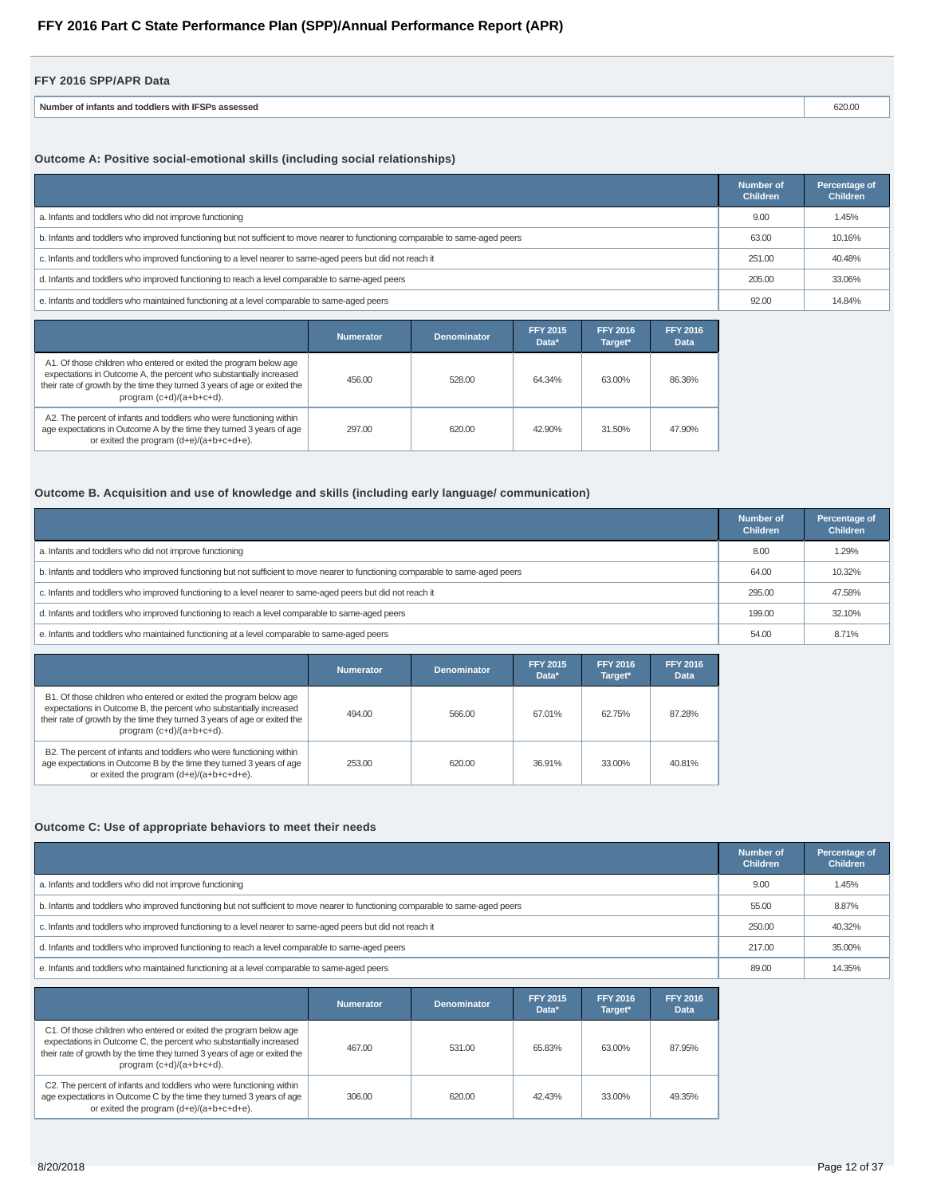# FFY 2016 Part C State Performance Plan (SPP)/Annual Performance Report (APR)

## FFY 2016 SPP/APR Data

| Number of infants and toddlers with IFSPs assessed | 620.00 |
|---|---|

### Outcome A: Positive social-emotional skills (including social relationships)

| | Number of Children | Percentage of Children |
|---|---|---|
| a. Infants and toddlers who did not improve functioning | 9.00 | 1.45% |
| b. Infants and toddlers who improved functioning but not sufficient to move nearer to functioning comparable to same-aged peers | 63.00 | 10.16% |
| c. Infants and toddlers who improved functioning to a level nearer to same-aged peers but did not reach it | 251.00 | 40.48% |
| d. Infants and toddlers who improved functioning to reach a level comparable to same-aged peers | 205.00 | 33.06% |
| e. Infants and toddlers who maintained functioning at a level comparable to same-aged peers | 92.00 | 14.84% |

| | Numerator | Denominator | FFY 2015 Data* | FFY 2016 Target* | FFY 2016 Data |
|---|---|---|---|---|---|
| A1. Of those children who entered or exited the program below age expectations in Outcome A, the percent who substantially increased their rate of growth by the time they turned 3 years of age or exited the program (c+d)/(a+b+c+d). | 456.00 | 528.00 | 64.34% | 63.00% | 86.36% |
| A2. The percent of infants and toddlers who were functioning within age expectations in Outcome A by the time they turned 3 years of age or exited the program (d+e)/(a+b+c+d+e). | 297.00 | 620.00 | 42.90% | 31.50% | 47.90% |

### Outcome B. Acquisition and use of knowledge and skills (including early language/ communication)

| | Number of Children | Percentage of Children |
|---|---|---|
| a. Infants and toddlers who did not improve functioning | 8.00 | 1.29% |
| b. Infants and toddlers who improved functioning but not sufficient to move nearer to functioning comparable to same-aged peers | 64.00 | 10.32% |
| c. Infants and toddlers who improved functioning to a level nearer to same-aged peers but did not reach it | 295.00 | 47.58% |
| d. Infants and toddlers who improved functioning to reach a level comparable to same-aged peers | 199.00 | 32.10% |
| e. Infants and toddlers who maintained functioning at a level comparable to same-aged peers | 54.00 | 8.71% |

| | Numerator | Denominator | FFY 2015 Data* | FFY 2016 Target* | FFY 2016 Data |
|---|---|---|---|---|---|
| B1. Of those children who entered or exited the program below age expectations in Outcome B, the percent who substantially increased their rate of growth by the time they turned 3 years of age or exited the program (c+d)/(a+b+c+d). | 494.00 | 566.00 | 67.01% | 62.75% | 87.28% |
| B2. The percent of infants and toddlers who were functioning within age expectations in Outcome B by the time they turned 3 years of age or exited the program (d+e)/(a+b+c+d+e). | 253.00 | 620.00 | 36.91% | 33.00% | 40.81% |

### Outcome C: Use of appropriate behaviors to meet their needs

| | Number of Children | Percentage of Children |
|---|---|---|
| a. Infants and toddlers who did not improve functioning | 9.00 | 1.45% |
| b. Infants and toddlers who improved functioning but not sufficient to move nearer to functioning comparable to same-aged peers | 55.00 | 8.87% |
| c. Infants and toddlers who improved functioning to a level nearer to same-aged peers but did not reach it | 250.00 | 40.32% |
| d. Infants and toddlers who improved functioning to reach a level comparable to same-aged peers | 217.00 | 35.00% |
| e. Infants and toddlers who maintained functioning at a level comparable to same-aged peers | 89.00 | 14.35% |

| | Numerator | Denominator | FFY 2015 Data* | FFY 2016 Target* | FFY 2016 Data |
|---|---|---|---|---|---|
| C1. Of those children who entered or exited the program below age expectations in Outcome C, the percent who substantially increased their rate of growth by the time they turned 3 years of age or exited the program (c+d)/(a+b+c+d). | 467.00 | 531.00 | 65.83% | 63.00% | 87.95% |
| C2. The percent of infants and toddlers who were functioning within age expectations in Outcome C by the time they turned 3 years of age or exited the program (d+e)/(a+b+c+d+e). | 306.00 | 620.00 | 42.43% | 33.00% | 49.35% |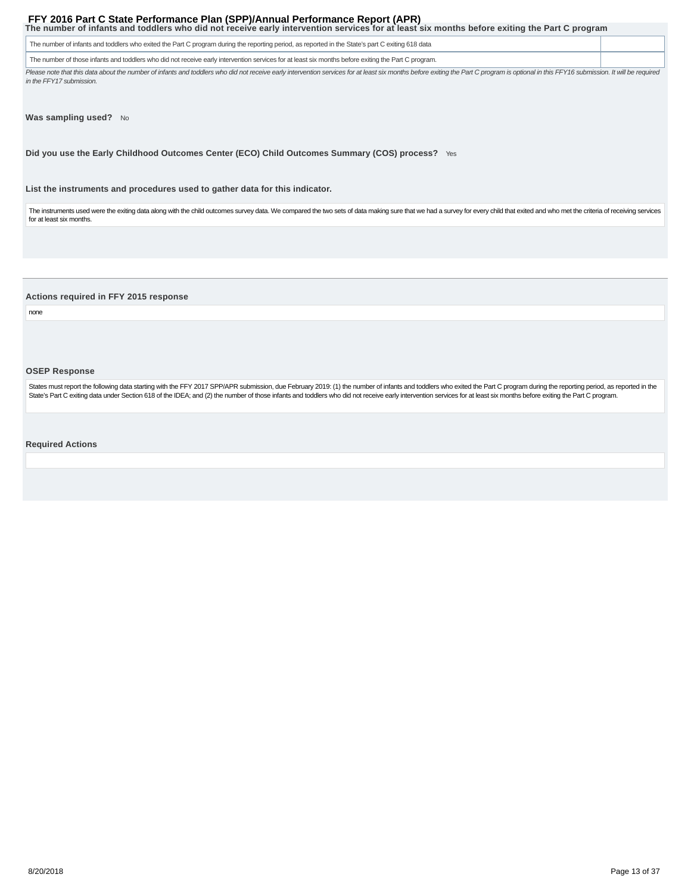**The number of infants and toddlers who did not receive early intervention services for at least six months before exiting the Part C program**

| | |
|---|---|
| The number of infants and toddlers who exited the Part C program during the reporting period, as reported in the State's part C exiting 618 data | |
| The number of those infants and toddlers who did not receive early intervention services for at least six months before exiting the Part C program. | |

*Please note that this data about the number of infants and toddlers who did not receive early intervention services for at least six months before exiting the Part C program is optional in this FFY16 submission. It will be required in the FFY17 submission.*

**Was sampling used?** No

**Did you use the Early Childhood Outcomes Center (ECO) Child Outcomes Summary (COS) process?** Yes

**List the instruments and procedures used to gather data for this indicator.**

The instruments used were the exiting data along with the child outcomes survey data. We compared the two sets of data making sure that we had a survey for every child that exited and who met the criteria of receiving services for at least six months.

**Actions required in FFY 2015 response**

none

**OSEP Response**

States must report the following data starting with the FFY 2017 SPP/APR submission, due February 2019: (1) the number of infants and toddlers who exited the Part C program during the reporting period, as reported in the State's Part C exiting data under Section 618 of the IDEA; and (2) the number of those infants and toddlers who did not receive early intervention services for at least six months before exiting the Part C program.

**Required Actions**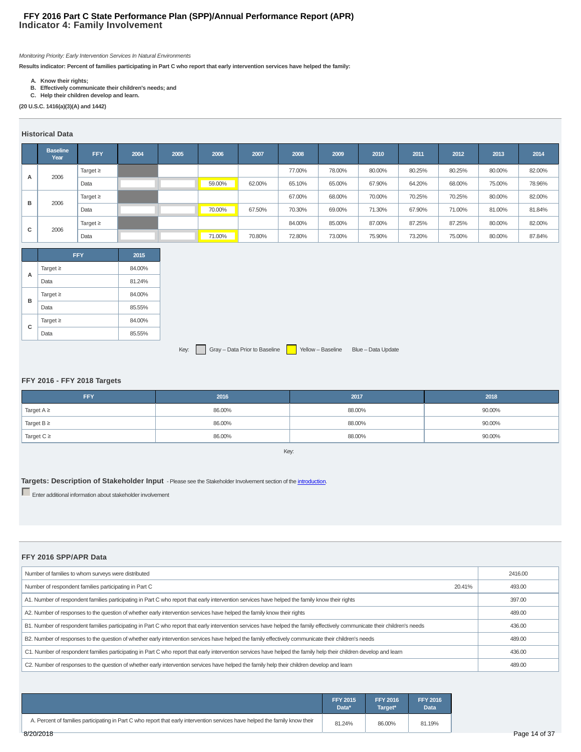# FFY 2016 Part C State Performance Plan (SPP)/Annual Performance Report (APR)
## Indicator 4: Family Involvement

*Monitoring Priority: Early Intervention Services In Natural Environments*

**Results indicator: Percent of families participating in Part C who report that early intervention services have helped the family:**

A. **Know their rights;**
B. **Effectively communicate their children's needs; and**
C. **Help their children develop and learn.**

**(20 U.S.C. 1416(a)(3)(A) and 1442)**

### Historical Data

| | Baseline Year | FFY | 2004 | 2005 | 2006 | 2007 | 2008 | 2009 | 2010 | 2011 | 2012 | 2013 | 2014 |
|---|---|---|---|---|---|---|---|---|---|---|---|---|---|
| A | 2006 | Target ≥ | | | | | 77.00% | 78.00% | 80.00% | 80.25% | 80.25% | 80.00% | 82.00% |
| | | Data | | | 59.00% | 62.00% | 65.10% | 65.00% | 67.90% | 64.20% | 68.00% | 75.00% | 78.96% |
| B | 2006 | Target ≥ | | | | | 67.00% | 68.00% | 70.00% | 70.25% | 70.25% | 80.00% | 82.00% |
| | | Data | | | 70.00% | 67.50% | 70.30% | 69.00% | 71.30% | 67.90% | 71.00% | 81.00% | 81.84% |
| C | 2006 | Target ≥ | | | | | 84.00% | 85.00% | 87.00% | 87.25% | 87.25% | 80.00% | 82.00% |
| | | Data | | | 71.00% | 70.80% | 72.80% | 73.00% | 75.90% | 73.20% | 75.00% | 80.00% | 87.84% |

| | FFY | 2015 |
|---|---|---|
| A | Target ≥ | 84.00% |
| | Data | 81.24% |
| B | Target ≥ | 84.00% |
| | Data | 85.55% |
| C | Target ≥ | 84.00% |
| | Data | 85.55% |

Key: Gray – Data Prior to Baseline | Yellow – Baseline | Blue – Data Update

### FFY 2016 - FFY 2018 Targets

| FFY | 2016 | 2017 | 2018 |
|---|---|---|---|
| Target A ≥ | 86.00% | 88.00% | 90.00% |
| Target B ≥ | 86.00% | 88.00% | 90.00% |
| Target C ≥ | 86.00% | 88.00% | 90.00% |

Key:

### Targets: Description of Stakeholder Input
- Please see the Stakeholder Involvement section of the introduction.

Enter additional information about stakeholder involvement

### FFY 2016 SPP/APR Data

| | | |
|---|---|---|
| Number of families to whom surveys were distributed | | 2416.00 |
| Number of respondent families participating in Part C | 20.41% | 493.00 |
| A1. Number of respondent families participating in Part C who report that early intervention services have helped the family know their rights | | 397.00 |
| A2. Number of responses to the question of whether early intervention services have helped the family know their rights | | 489.00 |
| B1. Number of respondent families participating in Part C who report that early intervention services have helped the family effectively communicate their children's needs | | 436.00 |
| B2. Number of responses to the question of whether early intervention services have helped the family effectively communicate their children's needs | | 489.00 |
| C1. Number of respondent families participating in Part C who report that early intervention services have helped the family help their children develop and learn | | 436.00 |
| C2. Number of responses to the question of whether early intervention services have helped the family help their children develop and learn | | 489.00 |

| | FFY 2015 Data* | FFY 2016 Target* | FFY 2016 Data |
|---|---|---|---|
| A. Percent of families participating in Part C who report that early intervention services have helped the family know their | 81.24% | 86.00% | 81.19% |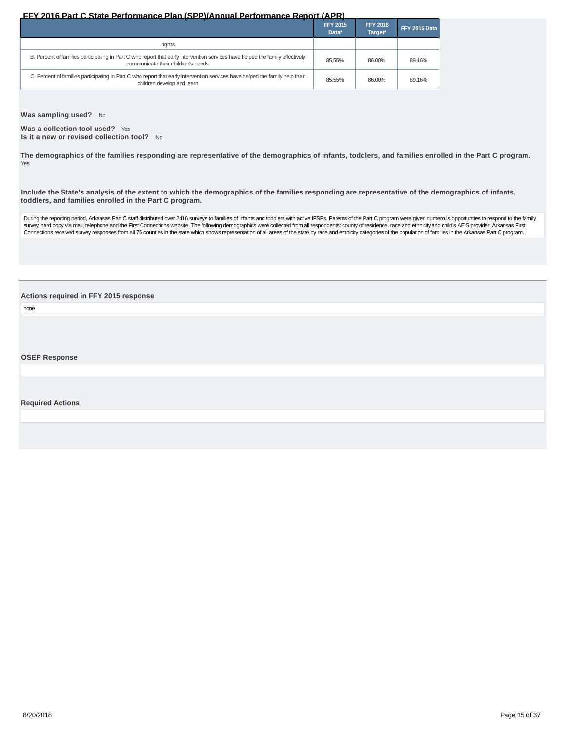| | FFY 2015 Data* | FFY 2016 Target* | FFY 2016 Data |
|---|---|---|---|
| rights | | | |
| B. Percent of families participating in Part C who report that early intervention services have helped the family effectively communicate their children's needs | 85.55% | 86.00% | 89.16% |
| C. Percent of families participating in Part C who report that early intervention services have helped the family help their children develop and learn | 85.55% | 86.00% | 89.16% |

**Was sampling used?** No

**Was a collection tool used?** Yes
**Is it a new or revised collection tool?** No

**The demographics of the families responding are representative of the demographics of infants, toddlers, and families enrolled in the Part C program.**
Yes

**Include the State's analysis of the extent to which the demographics of the families responding are representative of the demographics of infants, toddlers, and families enrolled in the Part C program.**

During the reporting period, Arkansas Part C staff distributed over 2416 surveys to families of infants and toddlers with active IFSPs. Parents of the Part C program were given numerous opportunities to respond to the family survey, hard copy via mail, telephone and the First Connections website. The following demographics were collected from all respondents: county of residence, race and ethnicity,and child's AEIS provider. Arkansas First Connections received survey responses from all 75 counties in the state which shows representation of all areas of the state by race and ethnicity categories of the population of families in the Arkansas Part C program.

**Actions required in FFY 2015 response**

none

**OSEP Response**

**Required Actions**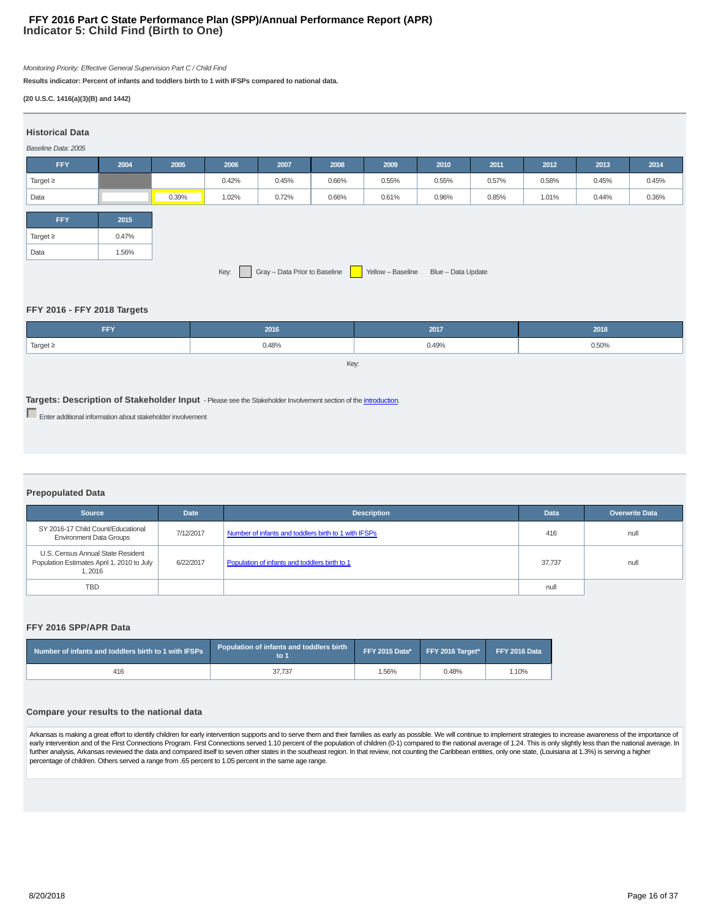# FFY 2016 Part C State Performance Plan (SPP)/Annual Performance Report (APR)
## Indicator 5: Child Find (Birth to One)

*Monitoring Priority: Effective General Supervision Part C / Child Find*

**Results indicator: Percent of infants and toddlers birth to 1 with IFSPs compared to national data.**

**(20 U.S.C. 1416(a)(3)(B) and 1442)**

### Historical Data

*Baseline Data: 2005*

| FFY | 2004 | 2005 | 2006 | 2007 | 2008 | 2009 | 2010 | 2011 | 2012 | 2013 | 2014 |
|---|---|---|---|---|---|---|---|---|---|---|---|
| Target ≥ | | | 0.42% | 0.45% | 0.66% | 0.55% | 0.55% | 0.57% | 0.58% | 0.45% | 0.45% |
| Data | | 0.39% | 1.02% | 0.72% | 0.66% | 0.61% | 0.96% | 0.85% | 1.01% | 0.44% | 0.36% |

| FFY | 2015 |
|---|---|
| Target ≥ | 0.47% |
| Data | 1.56% |

Key: Gray – Data Prior to Baseline · Yellow – Baseline · Blue – Data Update

### FFY 2016 - FFY 2018 Targets

| FFY | 2016 | 2017 | 2018 |
|---|---|---|---|
| Target ≥ | 0.48% | 0.49% | 0.50% |

Key:

### Targets: Description of Stakeholder Input

- Please see the Stakeholder Involvement section of the introduction.

Enter additional information about stakeholder involvement

### Prepopulated Data

| Source | Date | Description | Data | Overwrite Data |
|---|---|---|---|---|
| SY 2016-17 Child Count/Educational Environment Data Groups | 7/12/2017 | Number of infants and toddlers birth to 1 with IFSPs | 416 | null |
| U.S. Census Annual State Resident Population Estimates April 1, 2010 to July 1, 2016 | 6/22/2017 | Population of infants and toddlers birth to 1 | 37,737 | null |
| TBD | | | null | |

### FFY 2016 SPP/APR Data

| Number of infants and toddlers birth to 1 with IFSPs | Population of infants and toddlers birth to 1 | FFY 2015 Data* | FFY 2016 Target* | FFY 2016 Data |
|---|---|---|---|---|
| 416 | 37,737 | 1.56% | 0.48% | 1.10% |

### Compare your results to the national data

Arkansas is making a great effort to identify children for early intervention supports and to serve them and their families as early as possible. We will continue to implement strategies to increase awareness of the importance of early intervention and of the First Connections Program. First Connections served 1.10 percent of the population of children (0-1) compared to the national average of 1.24. This is only slightly less than the national average. In further analysis, Arkansas reviewed the data and compared itself to seven other states in the southeast region. In that review, not counting the Caribbean entities, only one state, (Louisiana at 1.3%) is serving a higher percentage of children. Others served a range from .65 percent to 1.05 percent in the same age range.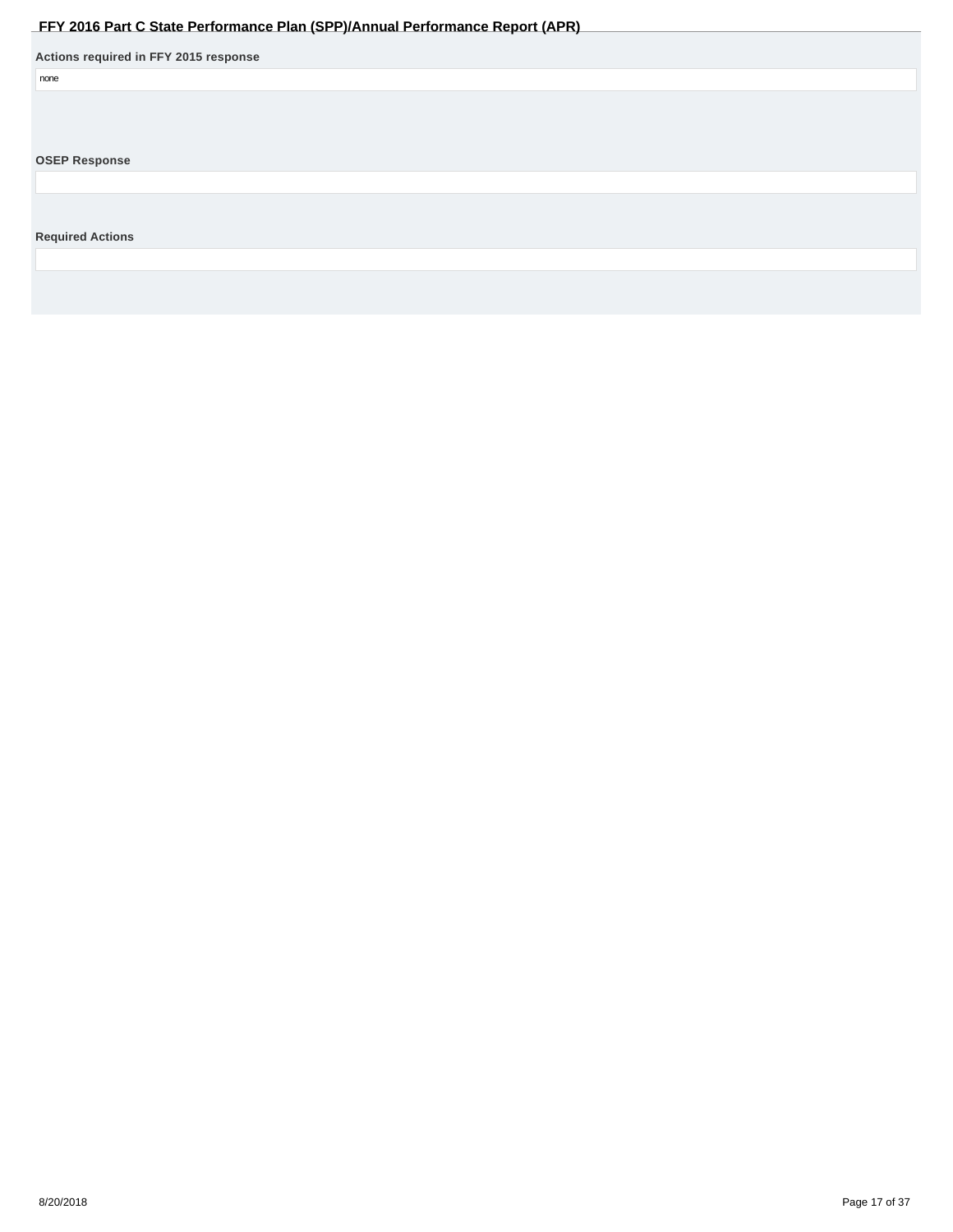**Actions required in FFY 2015 response**

none

**OSEP Response**

**Required Actions**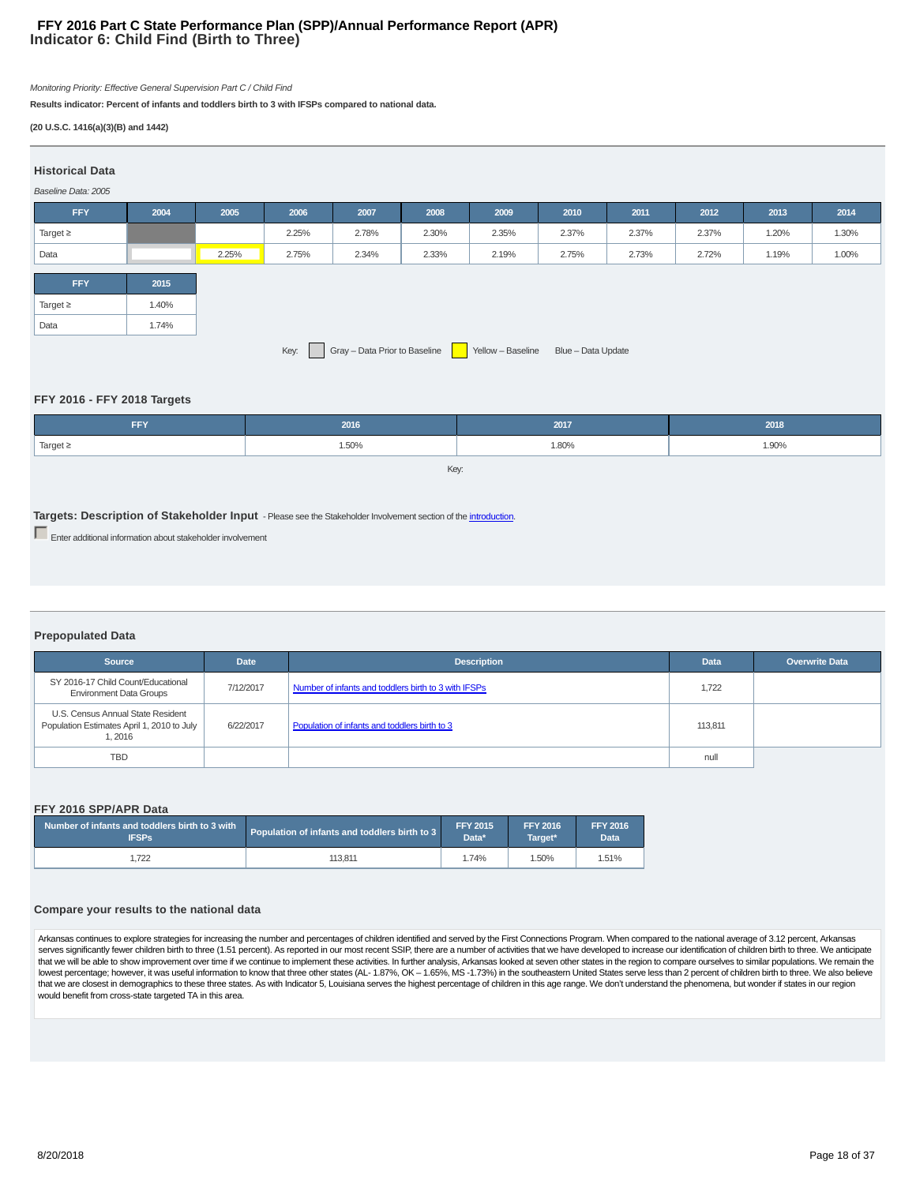# FFY 2016 Part C State Performance Plan (SPP)/Annual Performance Report (APR)
## Indicator 6: Child Find (Birth to Three)

*Monitoring Priority: Effective General Supervision Part C / Child Find*

**Results indicator: Percent of infants and toddlers birth to 3 with IFSPs compared to national data.**

**(20 U.S.C. 1416(a)(3)(B) and 1442)**

### Historical Data

*Baseline Data: 2005*

| FFY | 2004 | 2005 | 2006 | 2007 | 2008 | 2009 | 2010 | 2011 | 2012 | 2013 | 2014 | 2015 |
|---|---|---|---|---|---|---|---|---|---|---|---|---|
| Target ≥ | | | 2.25% | 2.78% | 2.30% | 2.35% | 2.37% | 2.37% | 2.37% | 1.20% | 1.30% | 1.40% |
| Data | | 2.25% | 2.75% | 2.34% | 2.33% | 2.19% | 2.75% | 2.73% | 2.72% | 1.19% | 1.00% | 1.74% |

Key: Gray – Data Prior to Baseline; Yellow – Baseline; Blue – Data Update

### FFY 2016 - FFY 2018 Targets

| FFY | 2016 | 2017 | 2018 |
|---|---|---|---|
| Target ≥ | 1.50% | 1.80% | 1.90% |

Key:

### Targets: Description of Stakeholder Input

- Please see the Stakeholder Involvement section of the introduction.

Enter additional information about stakeholder involvement

### Prepopulated Data

| Source | Date | Description | Data | Overwrite Data |
|---|---|---|---|---|
| SY 2016-17 Child Count/Educational Environment Data Groups | 7/12/2017 | Number of infants and toddlers birth to 3 with IFSPs | 1,722 | |
| U.S. Census Annual State Resident Population Estimates April 1, 2010 to July 1, 2016 | 6/22/2017 | Population of infants and toddlers birth to 3 | 113,811 | |
| TBD | | | null | |

### FFY 2016 SPP/APR Data

| Number of infants and toddlers birth to 3 with IFSPs | Population of infants and toddlers birth to 3 | FFY 2015 Data* | FFY 2016 Target* | FFY 2016 Data |
|---|---|---|---|---|
| 1,722 | 113,811 | 1.74% | 1.50% | 1.51% |

### Compare your results to the national data

Arkansas continues to explore strategies for increasing the number and percentages of children identified and served by the First Connections Program. When compared to the national average of 3.12 percent, Arkansas serves significantly fewer children birth to three (1.51 percent). As reported in our most recent SSIP, there are a number of activities that we have developed to increase our identification of children birth to three. We anticipate that we will be able to show improvement over time if we continue to implement these activities. In further analysis, Arkansas looked at seven other states in the region to compare ourselves to similar populations. We remain the lowest percentage; however, it was useful information to know that three other states (AL- 1.87%, OK – 1.65%, MS -1.73%) in the southeastern United States serve less than 2 percent of children birth to three. We also believe that we are closest in demographics to these three states. As with Indicator 5, Louisiana serves the highest percentage of children in this age range. We don't understand the phenomena, but wonder if states in our region would benefit from cross-state targeted TA in this area.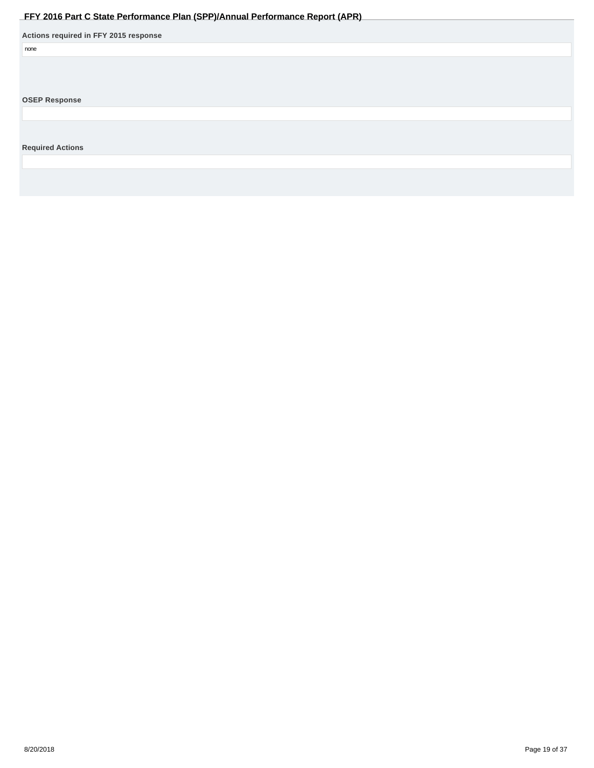**Actions required in FFY 2015 response**

none

**OSEP Response**

**Required Actions**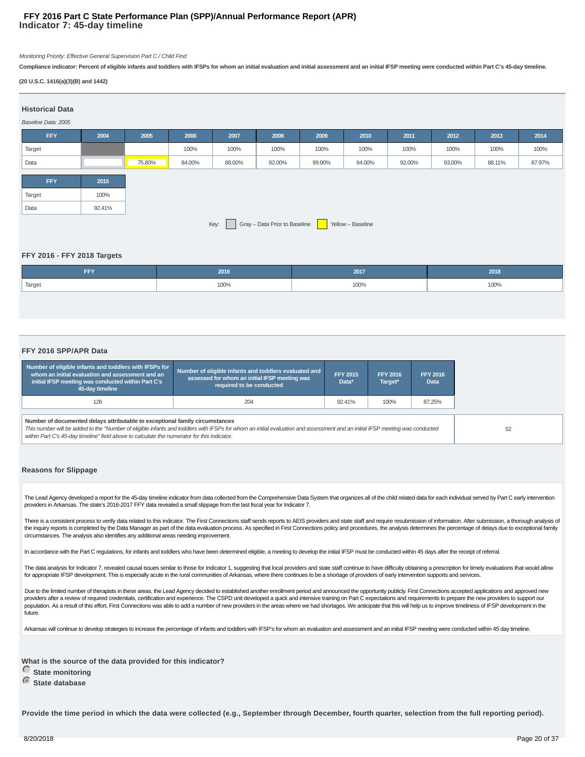# FFY 2016 Part C State Performance Plan (SPP)/Annual Performance Report (APR)
## Indicator 7: 45-day timeline

*Monitoring Priority: Effective General Supervision Part C / Child Find*

**Compliance indicator: Percent of eligible infants and toddlers with IFSPs for whom an initial evaluation and initial assessment and an initial IFSP meeting were conducted within Part C's 45-day timeline.**

**(20 U.S.C. 1416(a)(3)(B) and 1442)**

### Historical Data

*Baseline Data: 2005*

| FFY | 2004 | 2005 | 2006 | 2007 | 2008 | 2009 | 2010 | 2011 | 2012 | 2013 | 2014 |
|---|---|---|---|---|---|---|---|---|---|---|---|
| Target | | | 100% | 100% | 100% | 100% | 100% | 100% | 100% | 100% | 100% |
| Data | | 75.80% | 84.00% | 88.00% | 82.00% | 99.00% | 94.00% | 92.00% | 93.00% | 88.11% | 87.97% |

| FFY | 2015 |
|---|---|
| Target | 100% |
| Data | 92.41% |

Key: Gray – Data Prior to Baseline; Yellow – Baseline

### FFY 2016 - FFY 2018 Targets

| FFY | 2016 | 2017 | 2018 |
|---|---|---|---|
| Target | 100% | 100% | 100% |

### FFY 2016 SPP/APR Data

| Number of eligible infants and toddlers with IFSPs for whom an initial evaluation and assessment and an initial IFSP meeting was conducted within Part C's 45-day timeline | Number of eligible infants and toddlers evaluated and assessed for whom an initial IFSP meeting was required to be conducted | FFY 2015 Data* | FFY 2016 Target* | FFY 2016 Data |
|---|---|---|---|---|
| 126 | 204 | 92.41% | 100% | 87.25% |

| Number of documented delays attributable to exceptional family circumstances | |
|---|---|
| *This number will be added to the "Number of eligible infants and toddlers with IFSPs for whom an initial evaluation and assessment and an initial IFSP meeting was conducted within Part C's 45-day timeline" field above to calculate the numerator for this indicator.* | 52 |

### Reasons for Slippage

The Lead Agency developed a report for the 45-day timeline indicator from data collected from the Comprehensive Data System that organizes all of the child related data for each individual served by Part C early intervention providers in Arkansas. The state's 2016-2017 FFY data revealed a small slippage from the last fiscal year for Indicator 7.

There is a consistent process to verify data related to this indicator. The First Connections staff sends reports to AEIS providers and state staff and require resubmission of information. After submission, a thorough analysis of the inquiry reports is completed by the Data Manager as part of the data evaluation process. As specified in First Connections policy and procedures, the analysis determines the percentage of delays due to exceptional family circumstances. The analysis also identifies any additional areas needing improvement.

In accordance with the Part C regulations, for infants and toddlers who have been determined eligible, a meeting to develop the initial IFSP must be conducted within 45 days after the receipt of referral.

The data analysis for Indicator 7, revealed causal issues similar to those for Indicator 1, suggesting that local providers and state staff continue to have difficulty obtaining a prescription for timely evaluations that would allow for appropriate IFSP development. This is especially acute in the rural communities of Arkansas, where there continues to be a shortage of providers of early intervention supports and services.

Due to the limited number of therapists in these areas, the Lead Agency decided to established another enrollment period and announced the opportunity publicly. First Connections accepted applications and approved new providers after a review of required credentials, certification and experience. The CSPD unit developed a quick and intensive training on Part C expectations and requirements to prepare the new providers to support our population. As a result of this effort, First Connections was able to add a number of new providers in the areas where we had shortages. We anticipate that this will help us to improve timeliness of IFSP development in the future.

Arkansas will continue to develop strategies to increase the percentage of infants and toddlers with IFSP's for whom an evaluation and assessment and an initial IFSP meeting were conducted within 45 day timeline.

**What is the source of the data provided for this indicator?**

- ○ State monitoring
- ◉ State database

**Provide the time period in which the data were collected (e.g., September through December, fourth quarter, selection from the full reporting period).**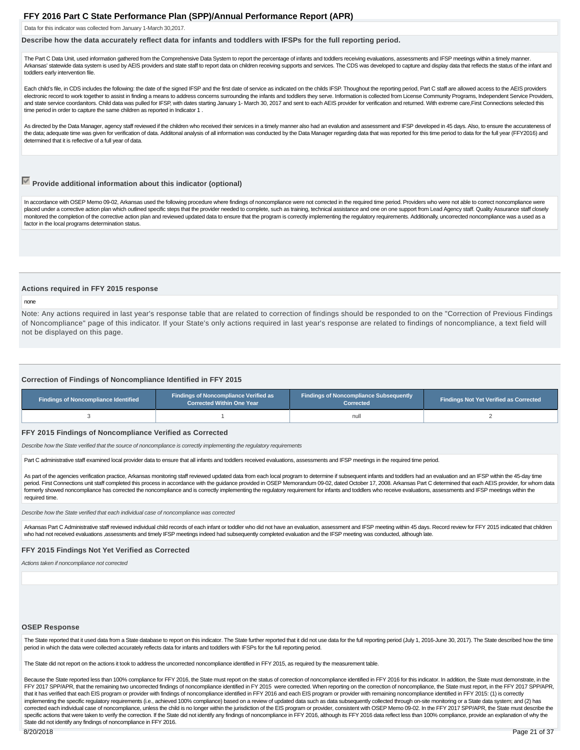Data for this indicator was collected from January 1-March 30,2017.

**Describe how the data accurately reflect data for infants and toddlers with IFSPs for the full reporting period.**

The Part C Data Unit, used information gathered from the Comprehensive Data System to report the percentage of infants and toddlers receiving evaluations, assessments and IFSP meetings within a timely manner. Arkansas' statewide data system is used by AEIS providers and state staff to report data on children receiving supports and services. The CDS was developed to capture and display data that reflects the status of the infant and toddlers early intervention file.

Each child's file, in CDS includes the following: the date of the signed IFSP and the first date of service as indicated on the childs IFSP. Thoughout the reporting period, Part C staff are allowed access to the AEIS providers electronic record to work together to assist in finding a means to address concerns surrounding the infants and toddlers they serve. Information is collected from License Community Programs, Independent Service Providers, and state service coordanitors. Child data was pulled for IFSP, with dates starting January 1- March 30, 2017 and sent to each AEIS provider for verification and returned. With extreme care,First Connections selected this time period in order to capture the same children as reported in Indicator 1 .

As directed by the Data Manager, agency staff reviewed if the children who received their services in a timely manner also had an evalution and assessment and IFSP developed in 45 days. Also, to ensure the accurateness of the data; adequate time was given for verification of data. Additonal analysis of all information was conducted by the Data Manager regarding data that was reported for this time period to data for the full year (FFY2016) and determined that it is reflective of a full year of data.

**Provide additional information about this indicator (optional)**

In accordance with OSEP Memo 09-02, Arkansas used the following procedure where findings of noncompliance were not corrected in the required time period. Providers who were not able to correct noncompliance were placed under a corrective action plan which outlined specific steps that the provider needed to complete, such as training, technical assistance and one on one support from Lead Agency staff. Quality Assurance staff closely monitored the completion of the corrective action plan and reviewed updated data to ensure that the program is correctly implementing the regulatory requirements. Additionally, uncorrected noncompliance was a used as a factor in the local programs determination status.

### Actions required in FFY 2015 response

none

Note: Any actions required in last year's response table that are related to correction of findings should be responded to on the "Correction of Previous Findings of Noncompliance" page of this indicator. If your State's only actions required in last year's response are related to findings of noncompliance, a text field will not be displayed on this page.

### Correction of Findings of Noncompliance Identified in FFY 2015

| Findings of Noncompliance Identified | Findings of Noncompliance Verified as Corrected Within One Year | Findings of Noncompliance Subsequently Corrected | Findings Not Yet Verified as Corrected |
|---|---|---|---|
| 3 | 1 | null | 2 |

### FFY 2015 Findings of Noncompliance Verified as Corrected

*Describe how the State verified that the source of noncompliance is correctly implementing the regulatory requirements*

Part C administrative staff examined local provider data to ensure that all infants and toddlers received evaluations, assessments and IFSP meetings in the required time period.

As part of the agencies verification practice, Arkansas monitoring staff reviewed updated data from each local program to determine if subsequent infants and toddlers had an evaluation and an IFSP within the 45-day time period. First Connections unit staff completed this process in accordance with the guidance provided in OSEP Memorandum 09-02, dated October 17, 2008. Arkansas Part C determined that each AEIS provider, for whom data formerly showed noncompliance has corrected the noncompliance and is correctly implementing the regulatory requirement for infants and toddlers who receive evaluations, assessments and IFSP meetings within the required time.

*Describe how the State verified that each individual case of noncompliance was corrected*

Arkansas Part C Administrative staff reviewed individual child records of each infant or toddler who did not have an evaluation, assessment and IFSP meeting within 45 days. Record review for FFY 2015 indicated that children who had not received evaluations ,assessments and timely IFSP meetings indeed had subsequently completed evaluation and the IFSP meeting was conducted, although late.

### FFY 2015 Findings Not Yet Verified as Corrected

*Actions taken if noncompliance not corrected*

### OSEP Response

The State reported that it used data from a State database to report on this indicator. The State further reported that it did not use data for the full reporting period (July 1, 2016-June 30, 2017). The State described how the time period in which the data were collected accurately reflects data for infants and toddlers with IFSPs for the full reporting period.

The State did not report on the actions it took to address the uncorrected noncompliance identified in FFY 2015, as required by the measurement table.

Because the State reported less than 100% compliance for FFY 2016, the State must report on the status of correction of noncompliance identified in FFY 2016 for this indicator. In addition, the State must demonstrate, in the FFY 2017 SPP/APR, that the remaining two uncorrected findings of noncompliance identified in FY 2015 were corrected. When reporting on the correction of noncompliance, the State must report, in the FFY 2017 SPP/APR, that it has verified that each EIS program or provider with findings of noncompliance identified in FFY 2016 and each EIS program or provider with remaining noncompliance identified in FFY 2015: (1) is correctly implementing the specific regulatory requirements (i.e., achieved 100% compliance) based on a review of updated data such as data subsequently collected through on-site monitoring or a State data system; and (2) has corrected each individual case of noncompliance, unless the child is no longer within the jurisdiction of the EIS program or provider, consistent with OSEP Memo 09-02. In the FFY 2017 SPP/APR, the State must describe the specific actions that were taken to verify the correction. If the State did not identify any findings of noncompliance in FFY 2016, although its FFY 2016 data reflect less than 100% compliance, provide an explanation of why the State did not identify any findings of noncompliance in FFY 2016.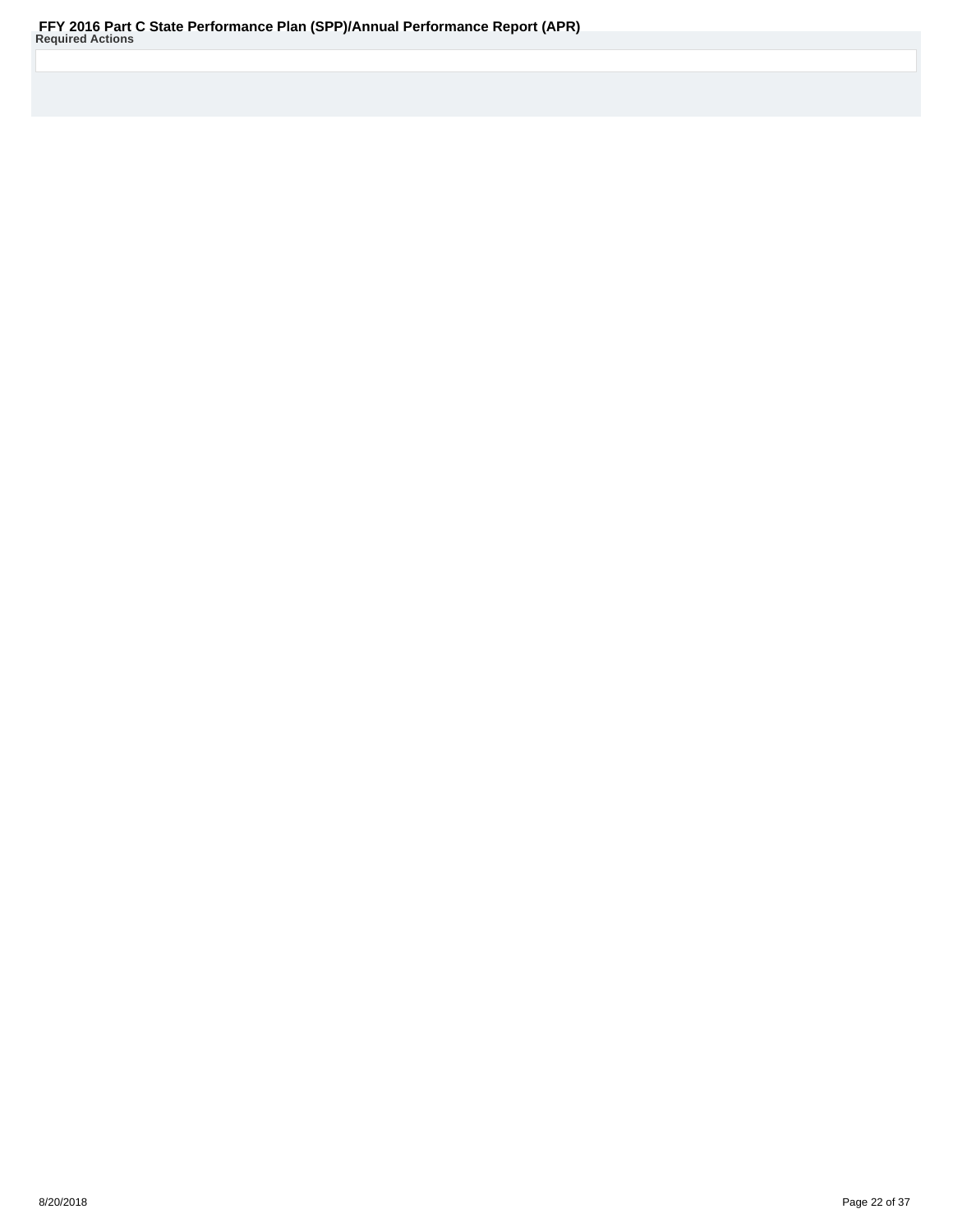**Required Actions**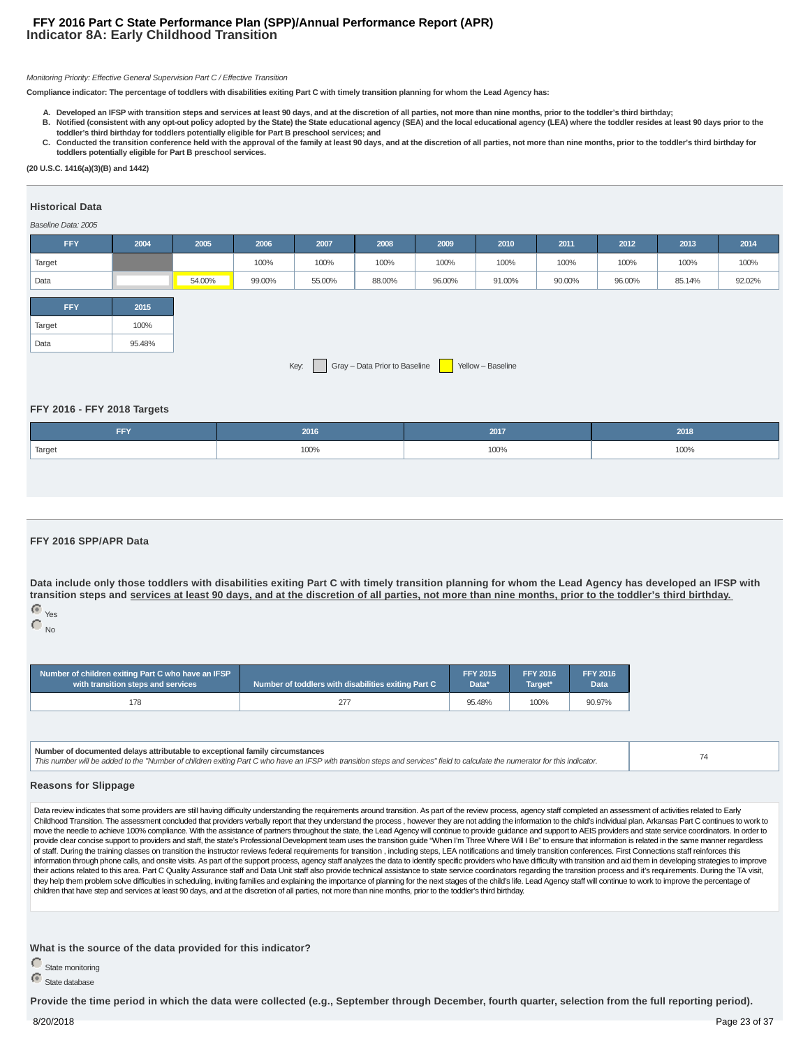# FFY 2016 Part C State Performance Plan (SPP)/Annual Performance Report (APR)
## Indicator 8A: Early Childhood Transition

*Monitoring Priority: Effective General Supervision Part C / Effective Transition*

**Compliance indicator: The percentage of toddlers with disabilities exiting Part C with timely transition planning for whom the Lead Agency has:**

A. **Developed an IFSP with transition steps and services at least 90 days, and at the discretion of all parties, not more than nine months, prior to the toddler's third birthday;**
B. **Notified (consistent with any opt-out policy adopted by the State) the State educational agency (SEA) and the local educational agency (LEA) where the toddler resides at least 90 days prior to the toddler's third birthday for toddlers potentially eligible for Part B preschool services; and**
C. **Conducted the transition conference held with the approval of the family at least 90 days, and at the discretion of all parties, not more than nine months, prior to the toddler's third birthday for toddlers potentially eligible for Part B preschool services.**

**(20 U.S.C. 1416(a)(3)(B) and 1442)**

### Historical Data

*Baseline Data: 2005*

| FFY | 2004 | 2005 | 2006 | 2007 | 2008 | 2009 | 2010 | 2011 | 2012 | 2013 | 2014 |
|---|---|---|---|---|---|---|---|---|---|---|---|
| Target | | | 100% | 100% | 100% | 100% | 100% | 100% | 100% | 100% | 100% |
| Data | | 54.00% | 99.00% | 55.00% | 88.00% | 96.00% | 91.00% | 90.00% | 96.00% | 85.14% | 92.02% |

| FFY | 2015 |
|---|---|
| Target | 100% |
| Data | 95.48% |

Key: Gray – Data Prior to Baseline Yellow – Baseline

### FFY 2016 - FFY 2018 Targets

| FFY | 2016 | 2017 | 2018 |
|---|---|---|---|
| Target | 100% | 100% | 100% |

### FFY 2016 SPP/APR Data

**Data include only those toddlers with disabilities exiting Part C with timely transition planning for whom the Lead Agency has developed an IFSP with transition steps and services at least 90 days, and at the discretion of all parties, not more than nine months, prior to the toddler's third birthday.**

- (selected) Yes
- No

| Number of children exiting Part C who have an IFSP with transition steps and services | Number of toddlers with disabilities exiting Part C | FFY 2015 Data* | FFY 2016 Target* | FFY 2016 Data |
|---|---|---|---|---|
| 178 | 277 | 95.48% | 100% | 90.97% |

| Number of documented delays attributable to exceptional family circumstances<br>*This number will be added to the "Number of children exiting Part C who have an IFSP with transition steps and services" field to calculate the numerator for this indicator.* | 74 |
|---|---|

### Reasons for Slippage

Data review indicates that some providers are still having difficulty understanding the requirements around transition. As part of the review process, agency staff completed an assessment of activities related to Early Childhood Transition. The assessment concluded that providers verbally report that they understand the process , however they are not adding the information to the child's individual plan. Arkansas Part C continues to work to move the needle to achieve 100% compliance. With the assistance of partners throughout the state, the Lead Agency will continue to provide guidance and support to AEIS providers and state service coordinators. In order to provide clear concise support to providers and staff, the state's Professional Development team uses the transition guide "When I'm Three Where Will I Be" to ensure that information is related in the same manner regardless of staff. During the training classes on transition the instructor reviews federal requirements for transition , including steps, LEA notifications and timely transition conferences. First Connections staff reinforces this information through phone calls, and onsite visits. As part of the support process, agency staff analyzes the data to identify specific providers who have difficulty with transition and aid them in developing strategies to improve their actions related to this area. Part C Quality Assurance staff and Data Unit staff also provide technical assistance to state service coordinators regarding the transition process and it's requirements. During the TA visit, they help them problem solve difficulties in scheduling, inviting families and explaining the importance of planning for the next stages of the child's life. Lead Agency staff will continue to work to improve the percentage of children that have step and services at least 90 days, and at the discretion of all parties, not more than nine months, prior to the toddler's third birthday.

**What is the source of the data provided for this indicator?**

- State monitoring
- (selected) State database

**Provide the time period in which the data were collected (e.g., September through December, fourth quarter, selection from the full reporting period).**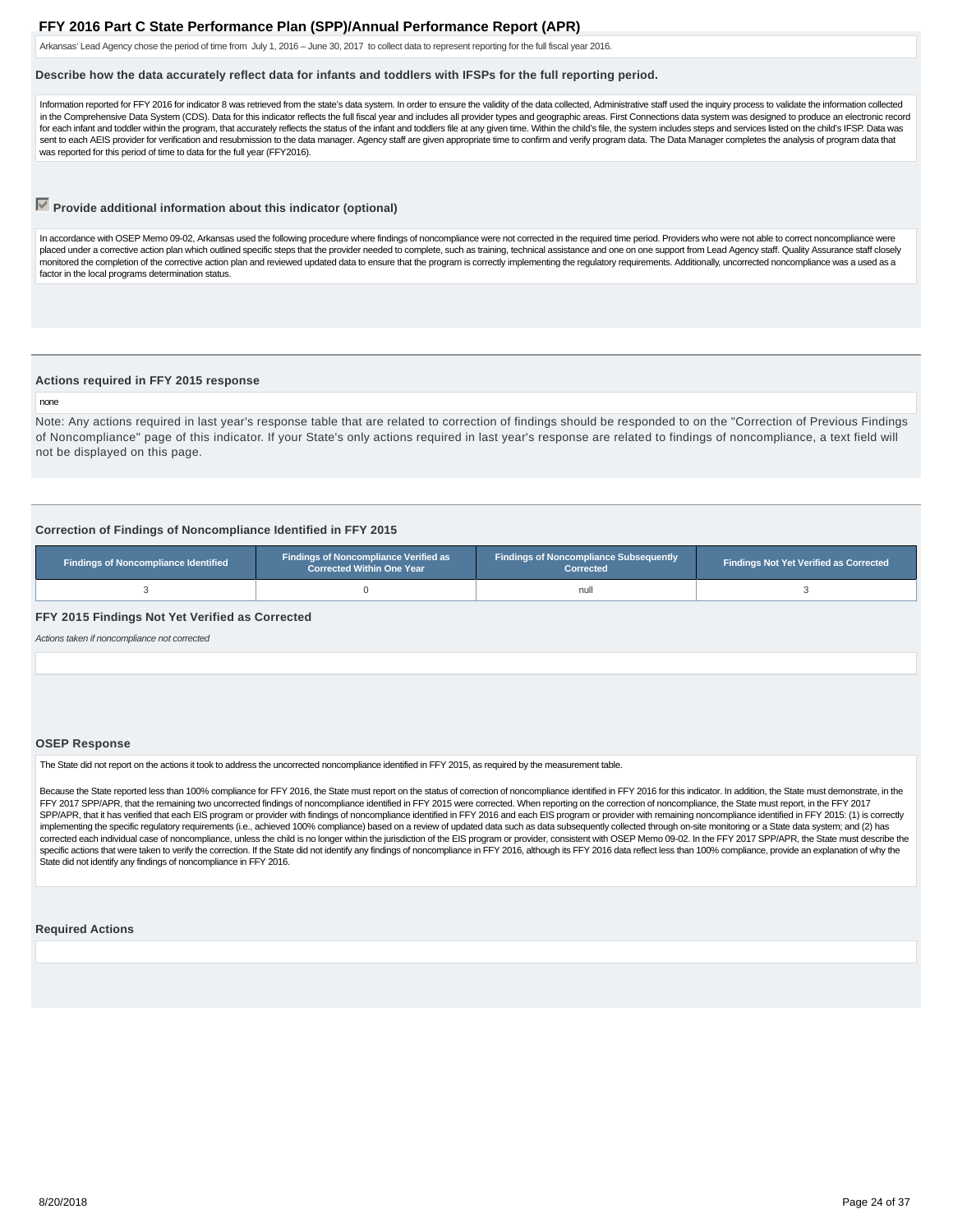Arkansas' Lead Agency chose the period of time from July 1, 2016 – June 30, 2017 to collect data to represent reporting for the full fiscal year 2016.

**Describe how the data accurately reflect data for infants and toddlers with IFSPs for the full reporting period.**

Information reported for FFY 2016 for indicator 8 was retrieved from the state's data system. In order to ensure the validity of the data collected, Administrative staff used the inquiry process to validate the information collected in the Comprehensive Data System (CDS). Data for this indicator reflects the full fiscal year and includes all provider types and geographic areas. First Connections data system was designed to produce an electronic record for each infant and toddler within the program, that accurately reflects the status of the infant and toddlers file at any given time. Within the child's file, the system includes steps and services listed on the child's IFSP. Data was sent to each AEIS provider for verification and resubmission to the data manager. Agency staff are given appropriate time to confirm and verify program data. The Data Manager completes the analysis of program data that was reported for this period of time to data for the full year (FFY2016).

☑ **Provide additional information about this indicator (optional)**

In accordance with OSEP Memo 09-02, Arkansas used the following procedure where findings of noncompliance were not corrected in the required time period. Providers who were not able to correct noncompliance were placed under a corrective action plan which outlined specific steps that the provider needed to complete, such as training, technical assistance and one on one support from Lead Agency staff. Quality Assurance staff closely monitored the completion of the corrective action plan and reviewed updated data to ensure that the program is correctly implementing the regulatory requirements. Additionally, uncorrected noncompliance was a used as a factor in the local programs determination status.

### Actions required in FFY 2015 response

none

Note: Any actions required in last year's response table that are related to correction of findings should be responded to on the "Correction of Previous Findings of Noncompliance" page of this indicator. If your State's only actions required in last year's response are related to findings of noncompliance, a text field will not be displayed on this page.

### Correction of Findings of Noncompliance Identified in FFY 2015

| Findings of Noncompliance Identified | Findings of Noncompliance Verified as Corrected Within One Year | Findings of Noncompliance Subsequently Corrected | Findings Not Yet Verified as Corrected |
|---|---|---|---|
| 3 | 0 | null | 3 |

### FFY 2015 Findings Not Yet Verified as Corrected

*Actions taken if noncompliance not corrected*

### OSEP Response

The State did not report on the actions it took to address the uncorrected noncompliance identified in FFY 2015, as required by the measurement table.

Because the State reported less than 100% compliance for FFY 2016, the State must report on the status of correction of noncompliance identified in FFY 2016 for this indicator. In addition, the State must demonstrate, in the FFY 2017 SPP/APR, that the remaining two uncorrected findings of noncompliance identified in FFY 2015 were corrected. When reporting on the correction of noncompliance, the State must report, in the FFY 2017 SPP/APR, that it has verified that each EIS program or provider with findings of noncompliance identified in FFY 2016 and each EIS program or provider with remaining noncompliance identified in FFY 2015: (1) is correctly implementing the specific regulatory requirements (i.e., achieved 100% compliance) based on a review of updated data such as data subsequently collected through on-site monitoring or a State data system; and (2) has corrected each individual case of noncompliance, unless the child is no longer within the jurisdiction of the EIS program or provider, consistent with OSEP Memo 09-02. In the FFY 2017 SPP/APR, the State must describe the specific actions that were taken to verify the correction. If the State did not identify any findings of noncompliance in FFY 2016, although its FFY 2016 data reflect less than 100% compliance, provide an explanation of why the State did not identify any findings of noncompliance in FFY 2016.

### Required Actions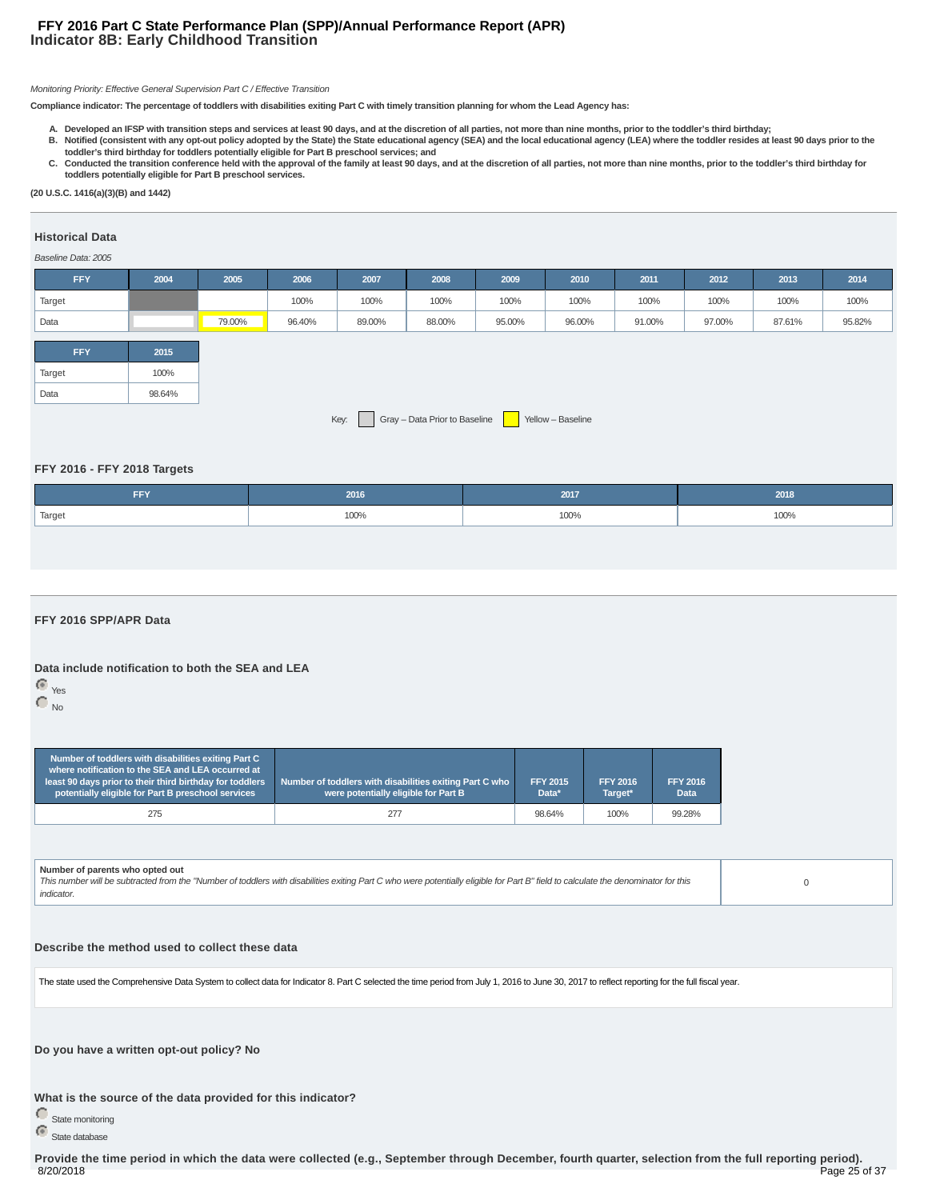# FFY 2016 Part C State Performance Plan (SPP)/Annual Performance Report (APR)
## Indicator 8B: Early Childhood Transition

*Monitoring Priority: Effective General Supervision Part C / Effective Transition*

**Compliance indicator: The percentage of toddlers with disabilities exiting Part C with timely transition planning for whom the Lead Agency has:**

A. **Developed an IFSP with transition steps and services at least 90 days, and at the discretion of all parties, not more than nine months, prior to the toddler's third birthday;**
B. **Notified (consistent with any opt-out policy adopted by the State) the State educational agency (SEA) and the local educational agency (LEA) where the toddler resides at least 90 days prior to the toddler's third birthday for toddlers potentially eligible for Part B preschool services; and**
C. **Conducted the transition conference held with the approval of the family at least 90 days, and at the discretion of all parties, not more than nine months, prior to the toddler's third birthday for toddlers potentially eligible for Part B preschool services.**

**(20 U.S.C. 1416(a)(3)(B) and 1442)**

### Historical Data

*Baseline Data: 2005*

| FFY | 2004 | 2005 | 2006 | 2007 | 2008 | 2009 | 2010 | 2011 | 2012 | 2013 | 2014 |
|---|---|---|---|---|---|---|---|---|---|---|---|
| Target | | | 100% | 100% | 100% | 100% | 100% | 100% | 100% | 100% | 100% |
| Data | | 79.00% | 96.40% | 89.00% | 88.00% | 95.00% | 96.00% | 91.00% | 97.00% | 87.61% | 95.82% |

| FFY | 2015 |
|---|---|
| Target | 100% |
| Data | 98.64% |

Key: Gray – Data Prior to Baseline Yellow – Baseline

### FFY 2016 - FFY 2018 Targets

| FFY | 2016 | 2017 | 2018 |
|---|---|---|---|
| Target | 100% | 100% | 100% |

### FFY 2016 SPP/APR Data

**Data include notification to both the SEA and LEA**

- (selected) Yes
- No

| Number of toddlers with disabilities exiting Part C where notification to the SEA and LEA occurred at least 90 days prior to their third birthday for toddlers potentially eligible for Part B preschool services | Number of toddlers with disabilities exiting Part C who were potentially eligible for Part B | FFY 2015 Data* | FFY 2016 Target* | FFY 2016 Data |
|---|---|---|---|---|
| 275 | 277 | 98.64% | 100% | 99.28% |

| Number of parents who opted out<br>*This number will be subtracted from the "Number of toddlers with disabilities exiting Part C who were potentially eligible for Part B" field to calculate the denominator for this indicator.* | 0 |
|---|---|

**Describe the method used to collect these data**

The state used the Comprehensive Data System to collect data for Indicator 8. Part C selected the time period from July 1, 2016 to June 30, 2017 to reflect reporting for the full fiscal year.

**Do you have a written opt-out policy? No**

**What is the source of the data provided for this indicator?**

- State monitoring
- (selected) State database

**Provide the time period in which the data were collected (e.g., September through December, fourth quarter, selection from the full reporting period).**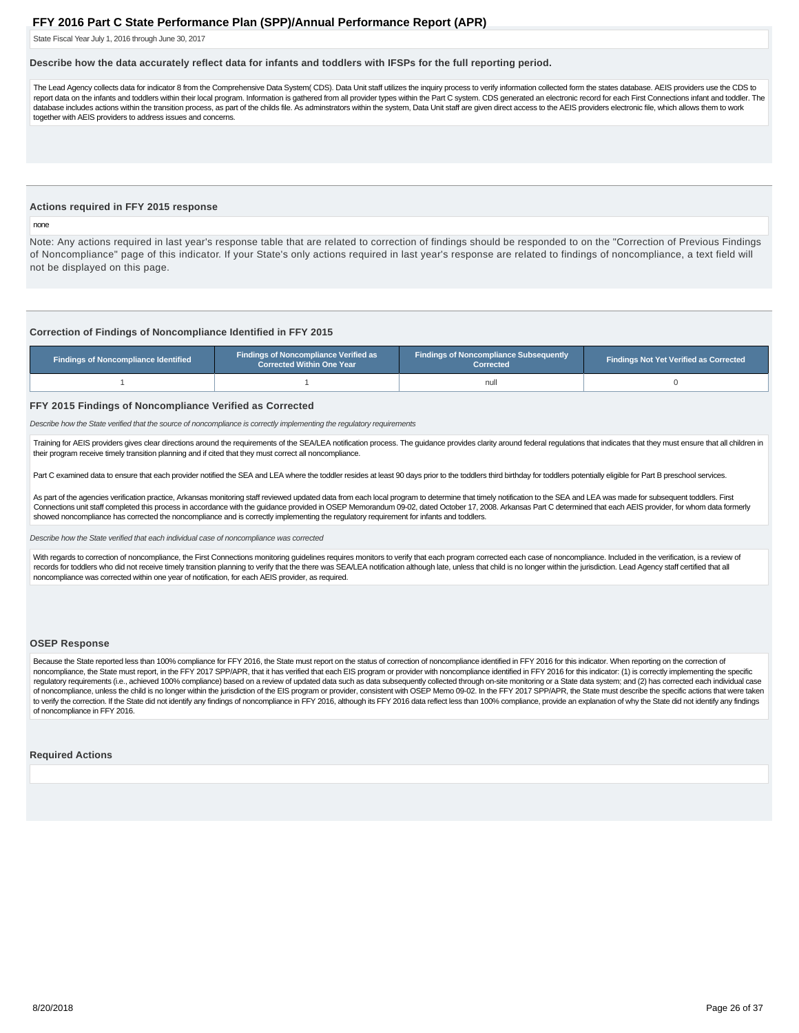Describe how the data accurately reflect data for infants and toddlers with IFSPs for the full reporting period.

The Lead Agency collects data for indicator 8 from the Comprehensive Data System( CDS). Data Unit staff utilizes the inquiry process to verify information collected form the states database. AEIS providers use the CDS to report data on the infants and toddlers within their local program. Information is gathered from all provider types within the Part C system. CDS generated an electronic record for each First Connections infant and toddler. The database includes actions within the transition process, as part of the childs file. As adminstrators within the system, Data Unit staff are given direct access to the AEIS providers electronic file, which allows them to work together with AEIS providers to address issues and concerns.

### Actions required in FFY 2015 response

none

Note: Any actions required in last year's response table that are related to correction of findings should be responded to on the "Correction of Previous Findings of Noncompliance" page of this indicator. If your State's only actions required in last year's response are related to findings of noncompliance, a text field will not be displayed on this page.

### Correction of Findings of Noncompliance Identified in FFY 2015

| Findings of Noncompliance Identified | Findings of Noncompliance Verified as Corrected Within One Year | Findings of Noncompliance Subsequently Corrected | Findings Not Yet Verified as Corrected |
|---|---|---|---|
| 1 | 1 | null | 0 |

### FFY 2015 Findings of Noncompliance Verified as Corrected

*Describe how the State verified that the source of noncompliance is correctly implementing the regulatory requirements*

Training for AEIS providers gives clear directions around the requirements of the SEA/LEA notification process. The guidance provides clarity around federal regulations that indicates that they must ensure that all children in their program receive timely transition planning and if cited that they must correct all noncompliance.

Part C examined data to ensure that each provider notified the SEA and LEA where the toddler resides at least 90 days prior to the toddlers third birthday for toddlers potentially eligible for Part B preschool services.

As part of the agencies verification practice, Arkansas monitoring staff reviewed updated data from each local program to determine that timely notification to the SEA and LEA was made for subsequent toddlers. First Connections unit staff completed this process in accordance with the guidance provided in OSEP Memorandum 09-02, dated October 17, 2008. Arkansas Part C determined that each AEIS provider, for whom data formerly showed noncompliance has corrected the noncompliance and is correctly implementing the regulatory requirement for infants and toddlers.

*Describe how the State verified that each individual case of noncompliance was corrected*

With regards to correction of noncompliance, the First Connections monitoring guidelines requires monitors to verify that each program corrected each case of noncompliance. Included in the verification, is a review of records for toddlers who did not receive timely transition planning to verify that the there was SEA/LEA notification although late, unless that child is no longer within the jurisdiction. Lead Agency staff certified that all noncompliance was corrected within one year of notification, for each AEIS provider, as required.

### OSEP Response

Because the State reported less than 100% compliance for FFY 2016, the State must report on the status of correction of noncompliance identified in FFY 2016 for this indicator. When reporting on the correction of noncompliance, the State must report, in the FFY 2017 SPP/APR, that it has verified that each EIS program or provider with noncompliance identified in FFY 2016 for this indicator: (1) is correctly implementing the specific regulatory requirements (i.e., achieved 100% compliance) based on a review of updated data such as data subsequently collected through on-site monitoring or a State data system; and (2) has corrected each individual case of noncompliance, unless the child is no longer within the jurisdiction of the EIS program or provider, consistent with OSEP Memo 09-02. In the FFY 2017 SPP/APR, the State must describe the specific actions that were taken to verify the correction. If the State did not identify any findings of noncompliance in FFY 2016, although its FFY 2016 data reflect less than 100% compliance, provide an explanation of why the State did not identify any findings of noncompliance in FFY 2016.

### Required Actions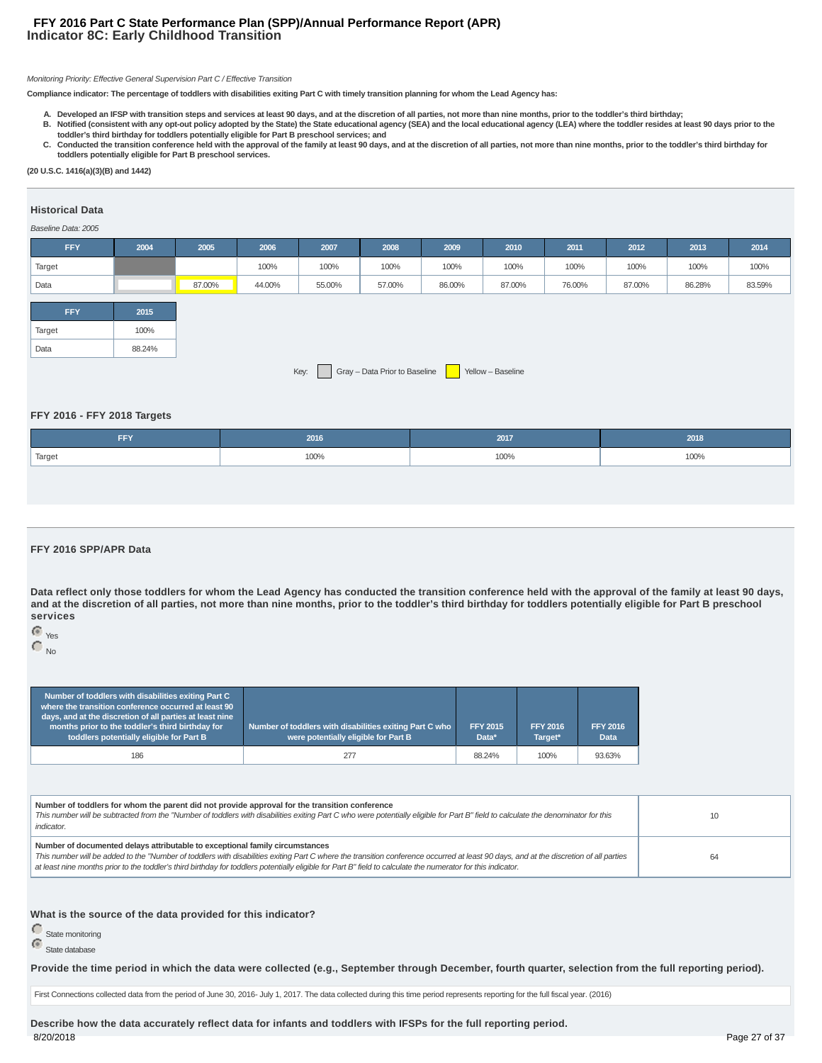# FFY 2016 Part C State Performance Plan (SPP)/Annual Performance Report (APR)
## Indicator 8C: Early Childhood Transition

*Monitoring Priority: Effective General Supervision Part C / Effective Transition*

**Compliance indicator: The percentage of toddlers with disabilities exiting Part C with timely transition planning for whom the Lead Agency has:**

A. **Developed an IFSP with transition steps and services at least 90 days, and at the discretion of all parties, not more than nine months, prior to the toddler's third birthday;**
B. **Notified (consistent with any opt-out policy adopted by the State) the State educational agency (SEA) and the local educational agency (LEA) where the toddler resides at least 90 days prior to the toddler's third birthday for toddlers potentially eligible for Part B preschool services; and**
C. **Conducted the transition conference held with the approval of the family at least 90 days, and at the discretion of all parties, not more than nine months, prior to the toddler's third birthday for toddlers potentially eligible for Part B preschool services.**

**(20 U.S.C. 1416(a)(3)(B) and 1442)**

### Historical Data

*Baseline Data: 2005*

| FFY | 2004 | 2005 | 2006 | 2007 | 2008 | 2009 | 2010 | 2011 | 2012 | 2013 | 2014 |
|---|---|---|---|---|---|---|---|---|---|---|---|
| Target | | | 100% | 100% | 100% | 100% | 100% | 100% | 100% | 100% | 100% |
| Data | | 87.00% | 44.00% | 55.00% | 57.00% | 86.00% | 87.00% | 76.00% | 87.00% | 86.28% | 83.59% |

| FFY | 2015 |
|---|---|
| Target | 100% |
| Data | 88.24% |

Key: Gray – Data Prior to Baseline; Yellow – Baseline

### FFY 2016 - FFY 2018 Targets

| FFY | 2016 | 2017 | 2018 |
|---|---|---|---|
| Target | 100% | 100% | 100% |

### FFY 2016 SPP/APR Data

**Data reflect only those toddlers for whom the Lead Agency has conducted the transition conference held with the approval of the family at least 90 days, and at the discretion of all parties, not more than nine months, prior to the toddler's third birthday for toddlers potentially eligible for Part B preschool services**

- (selected) Yes
- No

| Number of toddlers with disabilities exiting Part C where the transition conference occurred at least 90 days, and at the discretion of all parties at least nine months prior to the toddler's third birthday for toddlers potentially eligible for Part B | Number of toddlers with disabilities exiting Part C who were potentially eligible for Part B | FFY 2015 Data* | FFY 2016 Target* | FFY 2016 Data |
|---|---|---|---|---|
| 186 | 277 | 88.24% | 100% | 93.63% |

| | |
|---|---|
| **Number of toddlers for whom the parent did not provide approval for the transition conference**<br>*This number will be subtracted from the "Number of toddlers with disabilities exiting Part C who were potentially eligible for Part B" field to calculate the denominator for this indicator.* | 10 |
| **Number of documented delays attributable to exceptional family circumstances**<br>*This number will be added to the "Number of toddlers with disabilities exiting Part C where the transition conference occurred at least 90 days, and at the discretion of all parties at least nine months prior to the toddler's third birthday for toddlers potentially eligible for Part B" field to calculate the numerator for this indicator.* | 64 |

**What is the source of the data provided for this indicator?**

- State monitoring
- (selected) State database

**Provide the time period in which the data were collected (e.g., September through December, fourth quarter, selection from the full reporting period).**

First Connections collected data from the period of June 30, 2016- July 1, 2017. The data collected during this time period represents reporting for the full fiscal year. (2016)

**Describe how the data accurately reflect data for infants and toddlers with IFSPs for the full reporting period.**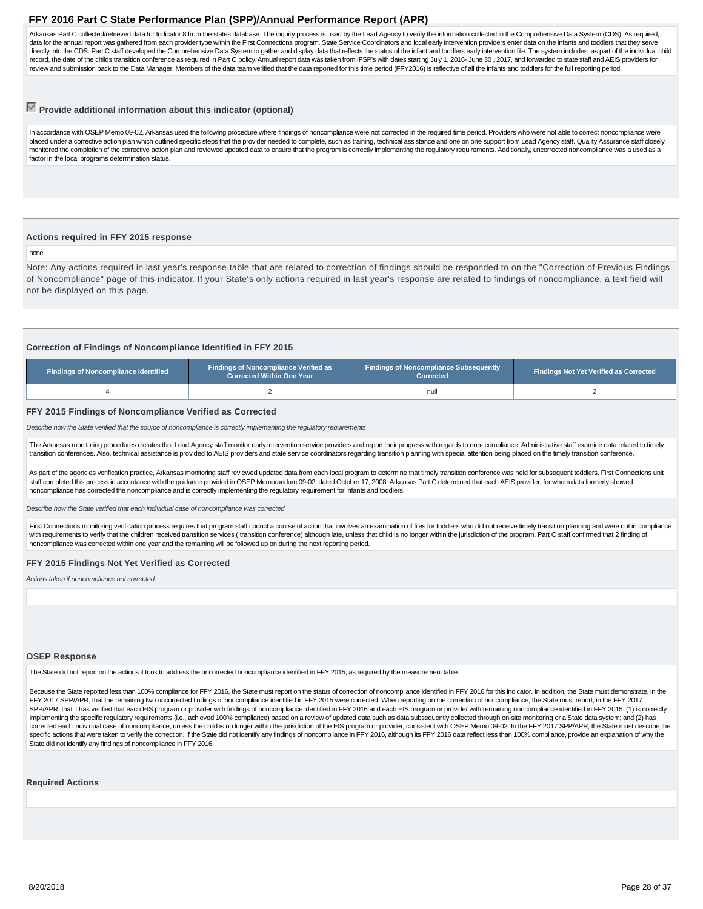Arkansas Part C collected/retrieved data for Indicator 8 from the states database. The inquiry process is used by the Lead Agency to verify the information collected in the Comprehensive Data System (CDS). As required, data for the annual report was gathered from each provider type within the First Connections program. State Service Coordinators and local early intervention providers enter data on the infants and toddlers that they serve directly into the CDS. Part C staff developed the Comprehensive Data System to gather and display data that reflects the status of the infant and toddlers early intervention file. The system includes, as part of the individual child record, the date of the childs transition conference as required in Part C policy. Annual report data was taken from IFSP's with dates starting July 1, 2016- June 30 , 2017, and forwarded to state staff and AEIS providers for review and submission back to the Data Manager. Members of the data team verified that the data reported for this time period (FFY2016) is reflective of all the infants and toddlers for the full reporting period.

### Provide additional information about this indicator (optional)

In accordance with OSEP Memo 09-02, Arkansas used the following procedure where findings of noncompliance were not corrected in the required time period. Providers who were not able to correct noncompliance were placed under a corrective action plan which outlined specific steps that the provider needed to complete, such as training, technical assistance and one on one support from Lead Agency staff. Quality Assurance staff closely monitored the completion of the corrective action plan and reviewed updated data to ensure that the program is correctly implementing the regulatory requirements. Additionally, uncorrected noncompliance was a used as a factor in the local programs determination status.

### Actions required in FFY 2015 response

none

Note: Any actions required in last year's response table that are related to correction of findings should be responded to on the "Correction of Previous Findings of Noncompliance" page of this indicator. If your State's only actions required in last year's response are related to findings of noncompliance, a text field will not be displayed on this page.

### Correction of Findings of Noncompliance Identified in FFY 2015

| Findings of Noncompliance Identified | Findings of Noncompliance Verified as Corrected Within One Year | Findings of Noncompliance Subsequently Corrected | Findings Not Yet Verified as Corrected |
|---|---|---|---|
| 4 | 2 | null | 2 |

### FFY 2015 Findings of Noncompliance Verified as Corrected

*Describe how the State verified that the source of noncompliance is correctly implementing the regulatory requirements*

The Arkansas monitoring procedures dictates that Lead Agency staff monitor early intervention service providers and report their progress with regards to non- compliance. Administrative staff examine data related to timely transition conferences. Also, technical assistance is provided to AEIS providers and state service coordinators regarding transition planning with special attention being placed on the timely transition conference.

As part of the agencies verification practice, Arkansas monitoring staff reviewed updated data from each local program to determine that timely transition conference was held for subsequent toddlers. First Connections unit staff completed this process in accordance with the guidance provided in OSEP Memorandum 09-02, dated October 17, 2008. Arkansas Part C determined that each AEIS provider, for whom data formerly showed noncompliance has corrected the noncompliance and is correctly implementing the regulatory requirement for infants and toddlers.

*Describe how the State verified that each individual case of noncompliance was corrected*

First Connections monitoring verification process requires that program staff coduct a course of action that involves an examination of files for toddlers who did not receive timely transition planning and were not in compliance with requirements to verify that the children received transition services ( transition conference) although late, unless that child is no longer within the jurisdiction of the program. Part C staff confirmed that 2 finding of noncompliance was corrected within one year and the remaining will be followed up on during the next reporting period.

### FFY 2015 Findings Not Yet Verified as Corrected

*Actions taken if noncompliance not corrected*

### OSEP Response

The State did not report on the actions it took to address the uncorrected noncompliance identified in FFY 2015, as required by the measurement table.

Because the State reported less than 100% compliance for FFY 2016, the State must report on the status of correction of noncompliance identified in FFY 2016 for this indicator. In addition, the State must demonstrate, in the FFY 2017 SPP/APR, that the remaining two uncorrected findings of noncompliance identified in FFY 2015 were corrected. When reporting on the correction of noncompliance, the State must report, in the FFY 2017 SPP/APR, that it has verified that each EIS program or provider with findings of noncompliance identified in FFY 2016 and each EIS program or provider with remaining noncompliance identified in FFY 2015: (1) is correctly implementing the specific regulatory requirements (i.e., achieved 100% compliance) based on a review of updated data such as data subsequently collected through on-site monitoring or a State data system; and (2) has corrected each individual case of noncompliance, unless the child is no longer within the jurisdiction of the EIS program or provider, consistent with OSEP Memo 09-02. In the FFY 2017 SPP/APR, the State must describe the specific actions that were taken to verify the correction. If the State did not identify any findings of noncompliance in FFY 2016, although its FFY 2016 data reflect less than 100% compliance, provide an explanation of why the State did not identify any findings of noncompliance in FFY 2016.

### Required Actions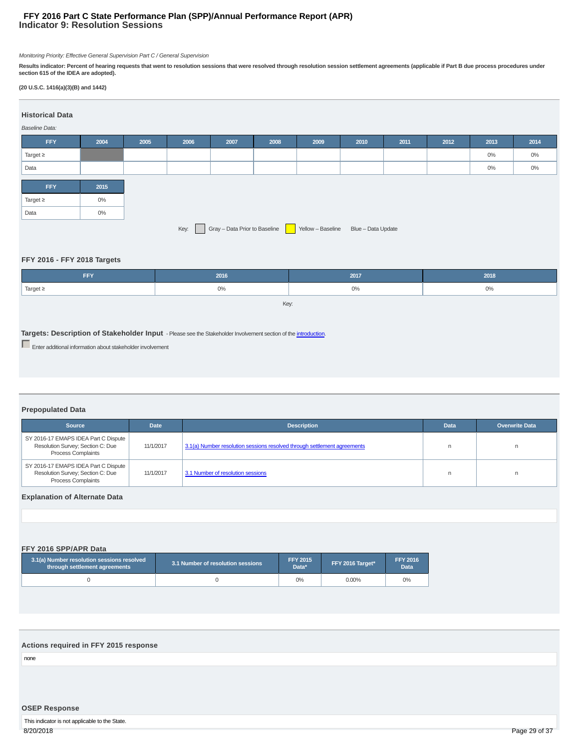# FFY 2016 Part C State Performance Plan (SPP)/Annual Performance Report (APR)
## Indicator 9: Resolution Sessions

*Monitoring Priority: Effective General Supervision Part C / General Supervision*

**Results indicator: Percent of hearing requests that went to resolution sessions that were resolved through resolution session settlement agreements (applicable if Part B due process procedures under section 615 of the IDEA are adopted).**

**(20 U.S.C. 1416(a)(3)(B) and 1442)**

### Historical Data

*Baseline Data:*

| FFY | 2004 | 2005 | 2006 | 2007 | 2008 | 2009 | 2010 | 2011 | 2012 | 2013 | 2014 |
|---|---|---|---|---|---|---|---|---|---|---|---|
| Target ≥ | | | | | | | | | | 0% | 0% |
| Data | | | | | | | | | | 0% | 0% |

| FFY | 2015 |
|---|---|
| Target ≥ | 0% |
| Data | 0% |

Key: Gray – Data Prior to Baseline Yellow – Baseline Blue – Data Update

### FFY 2016 - FFY 2018 Targets

| FFY | 2016 | 2017 | 2018 |
|---|---|---|---|
| Target ≥ | 0% | 0% | 0% |

Key:

**Targets: Description of Stakeholder Input** - Please see the Stakeholder Involvement section of the introduction.

Enter additional information about stakeholder involvement

### Prepopulated Data

| Source | Date | Description | Data | Overwrite Data |
|---|---|---|---|---|
| SY 2016-17 EMAPS IDEA Part C Dispute Resolution Survey; Section C: Due Process Complaints | 11/1/2017 | 3.1(a) Number resolution sessions resolved through settlement agreements | n | n |
| SY 2016-17 EMAPS IDEA Part C Dispute Resolution Survey; Section C: Due Process Complaints | 11/1/2017 | 3.1 Number of resolution sessions | n | n |

### Explanation of Alternate Data

### FFY 2016 SPP/APR Data

| 3.1(a) Number resolution sessions resolved through settlement agreements | 3.1 Number of resolution sessions | FFY 2015 Data* | FFY 2016 Target* | FFY 2016 Data |
|---|---|---|---|---|
| 0 | 0 | 0% | 0.00% | 0% |

### Actions required in FFY 2015 response

none

### OSEP Response

This indicator is not applicable to the State.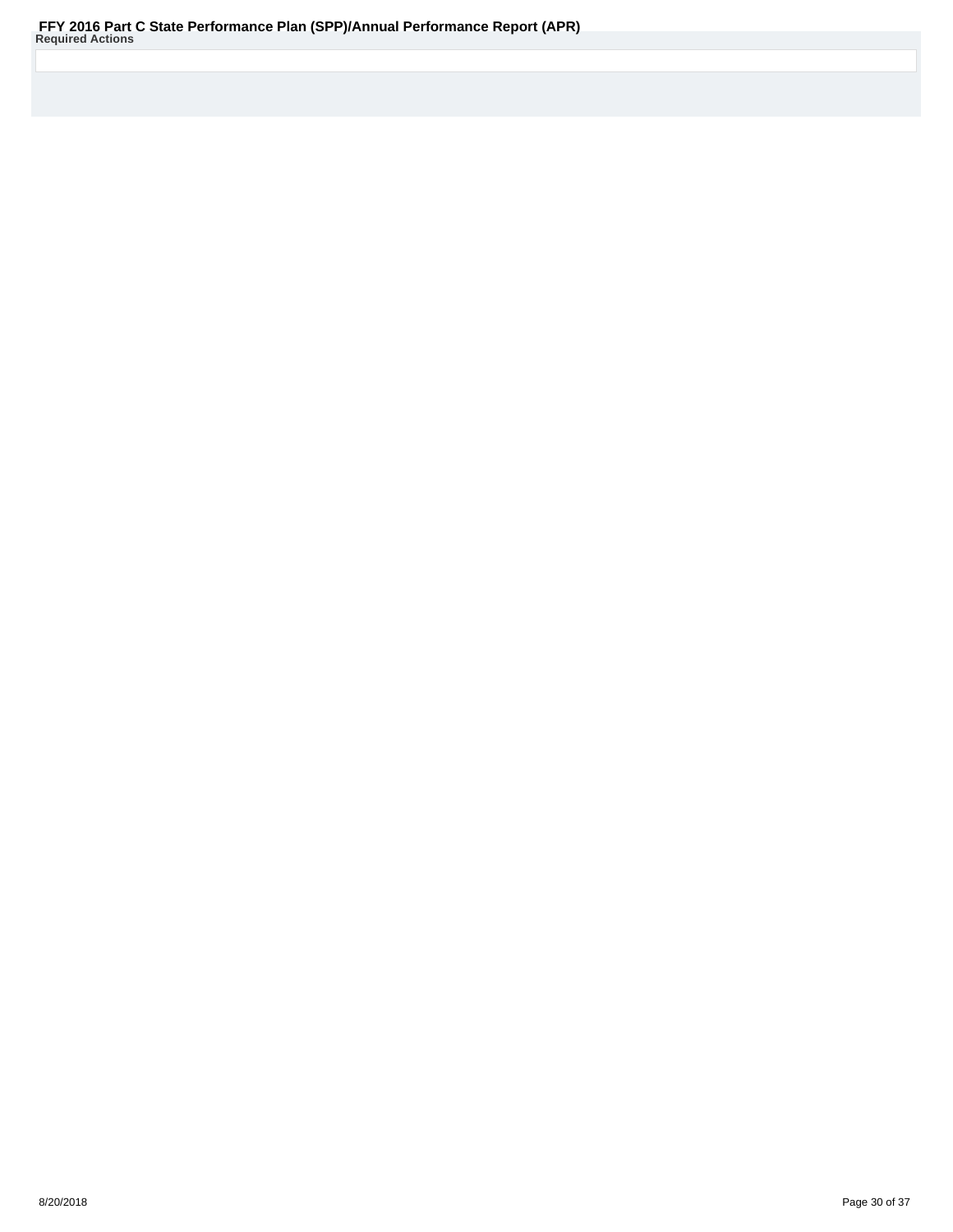**Required Actions**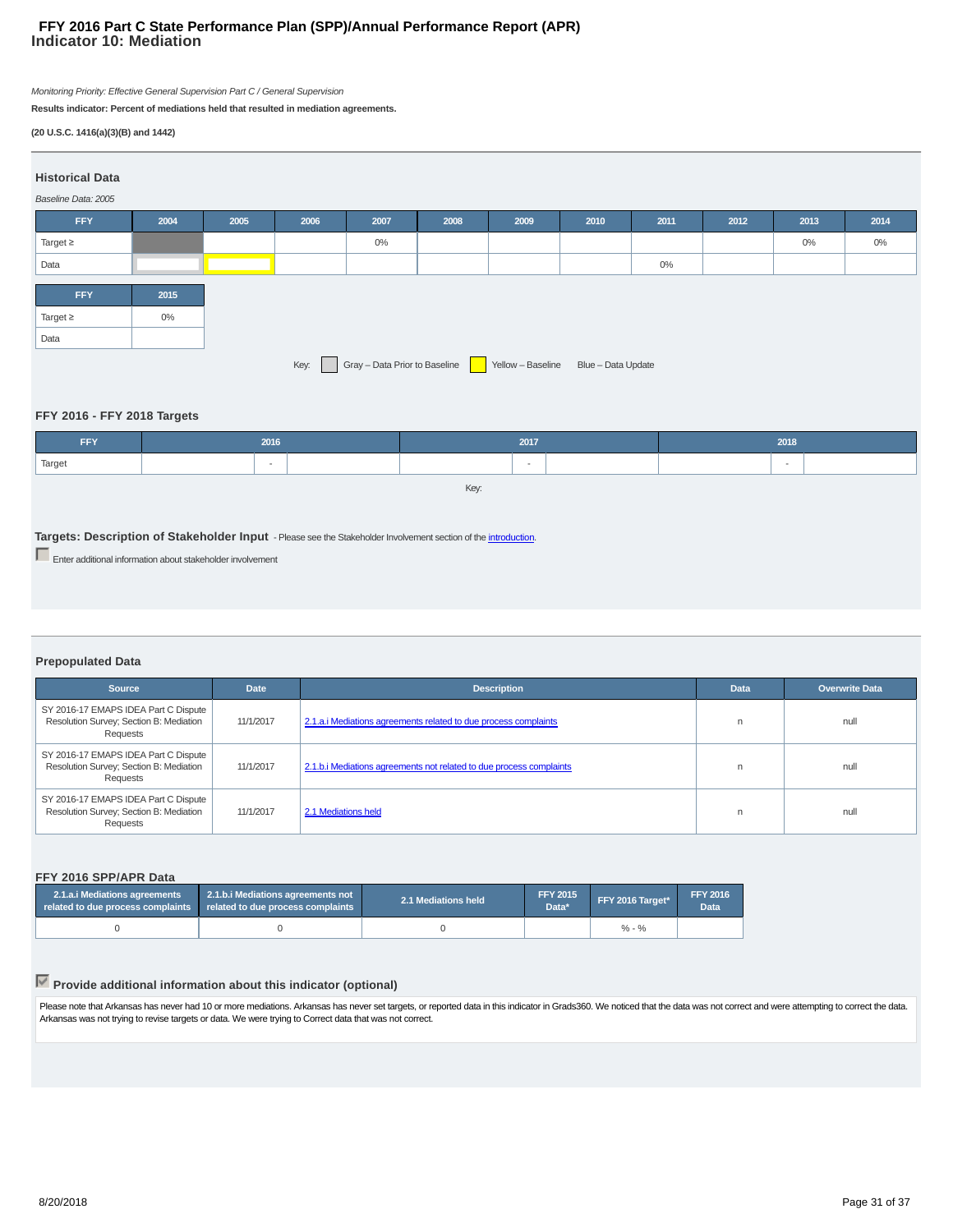# FFY 2016 Part C State Performance Plan (SPP)/Annual Performance Report (APR)
## Indicator 10: Mediation

*Monitoring Priority: Effective General Supervision Part C / General Supervision*

**Results indicator: Percent of mediations held that resulted in mediation agreements.**

**(20 U.S.C. 1416(a)(3)(B) and 1442)**

### Historical Data

*Baseline Data: 2005*

| FFY | 2004 | 2005 | 2006 | 2007 | 2008 | 2009 | 2010 | 2011 | 2012 | 2013 | 2014 |
|---|---|---|---|---|---|---|---|---|---|---|---|
| Target ≥ | | | | 0% | | | | | | 0% | 0% |
| Data | | | | | | | | 0% | | | |

| FFY | 2015 |
|---|---|
| Target ≥ | 0% |
| Data | |

Key: Gray – Data Prior to Baseline | Yellow – Baseline | Blue – Data Update

### FFY 2016 - FFY 2018 Targets

| FFY | 2016 | 2017 | 2018 |
|---|---|---|---|
| Target | - | - | - |

Key:

### Targets: Description of Stakeholder Input
- Please see the Stakeholder Involvement section of the introduction.

Enter additional information about stakeholder involvement

### Prepopulated Data

| Source | Date | Description | Data | Overwrite Data |
|---|---|---|---|---|
| SY 2016-17 EMAPS IDEA Part C Dispute Resolution Survey; Section B: Mediation Requests | 11/1/2017 | 2.1.a.i Mediations agreements related to due process complaints | n | null |
| SY 2016-17 EMAPS IDEA Part C Dispute Resolution Survey; Section B: Mediation Requests | 11/1/2017 | 2.1.b.i Mediations agreements not related to due process complaints | n | null |
| SY 2016-17 EMAPS IDEA Part C Dispute Resolution Survey; Section B: Mediation Requests | 11/1/2017 | 2.1 Mediations held | n | null |

### FFY 2016 SPP/APR Data

| 2.1.a.i Mediations agreements related to due process complaints | 2.1.b.i Mediations agreements not related to due process complaints | 2.1 Mediations held | FFY 2015 Data* | FFY 2016 Target* | FFY 2016 Data |
|---|---|---|---|---|---|
| 0 | 0 | 0 | | % - % | |

### Provide additional information about this indicator (optional)

Please note that Arkansas has never had 10 or more mediations. Arkansas has never set targets, or reported data in this indicator in Grads360. We noticed that the data was not correct and were attempting to correct the data. Arkansas was not trying to revise targets or data. We were trying to Correct data that was not correct.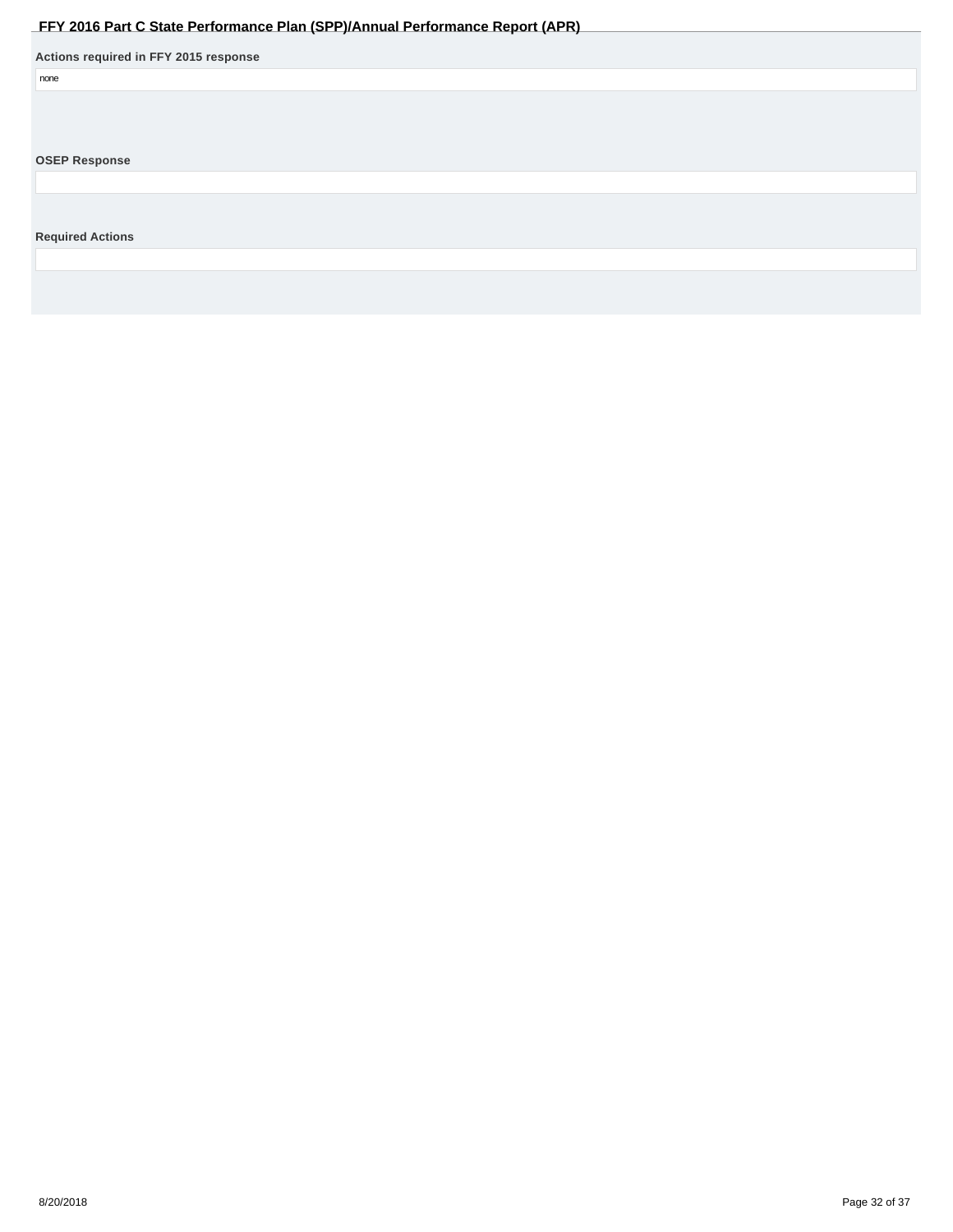**Actions required in FFY 2015 response**

none

**OSEP Response**

**Required Actions**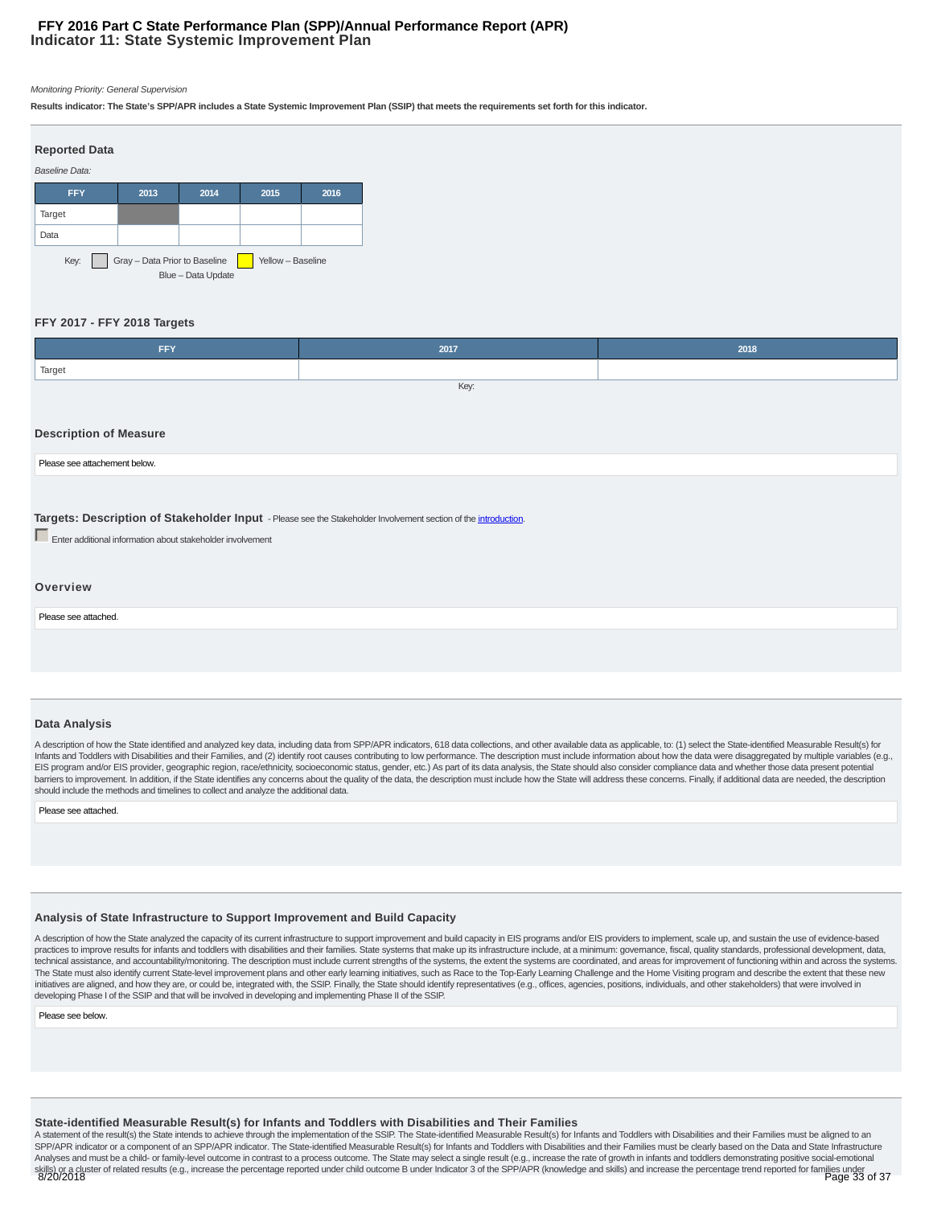# Indicator 11: State Systemic Improvement Plan

*Monitoring Priority: General Supervision*

**Results indicator: The State's SPP/APR includes a State Systemic Improvement Plan (SSIP) that meets the requirements set forth for this indicator.**

## Reported Data

*Baseline Data:*

| FFY | 2013 | 2014 | 2015 | 2016 |
|---|---|---|---|---|
| Target | | | | |
| Data | | | | |

Key: Gray – Data Prior to Baseline, Yellow – Baseline, Blue – Data Update

## FFY 2017 - FFY 2018 Targets

| FFY | 2017 | 2018 |
|---|---|---|
| Target | | |

Key:

## Description of Measure

Please see attachement below.

## Targets: Description of Stakeholder Input

- Please see the Stakeholder Involvement section of the introduction.

Enter additional information about stakeholder involvement

## Overview

Please see attached.

## Data Analysis

A description of how the State identified and analyzed key data, including data from SPP/APR indicators, 618 data collections, and other available data as applicable, to: (1) select the State-identified Measurable Result(s) for Infants and Toddlers with Disabilities and their Families, and (2) identify root causes contributing to low performance. The description must include information about how the data were disaggregated by multiple variables (e.g., EIS program and/or EIS provider, geographic region, race/ethnicity, socioeconomic status, gender, etc.) As part of its data analysis, the State should also consider compliance data and whether those data present potential barriers to improvement. In addition, if the State identifies any concerns about the quality of the data, the description must include how the State will address these concerns. Finally, if additional data are needed, the description should include the methods and timelines to collect and analyze the additional data.

Please see attached.

## Analysis of State Infrastructure to Support Improvement and Build Capacity

A description of how the State analyzed the capacity of its current infrastructure to support improvement and build capacity in EIS programs and/or EIS providers to implement, scale up, and sustain the use of evidence-based practices to improve results for infants and toddlers with disabilities and their families. State systems that make up its infrastructure include, at a minimum: governance, fiscal, quality standards, professional development, data, technical assistance, and accountability/monitoring. The description must include current strengths of the systems, the extent the systems are coordinated, and areas for improvement of functioning within and across the systems. The State must also identify current State-level improvement plans and other early learning initiatives, such as Race to the Top-Early Learning Challenge and the Home Visiting program and describe the extent that these new initiatives are aligned, and how they are, or could be, integrated with, the SSIP. Finally, the State should identify representatives (e.g., offices, agencies, positions, individuals, and other stakeholders) that were involved in developing Phase I of the SSIP and that will be involved in developing and implementing Phase II of the SSIP.

Please see below.

## State-identified Measurable Result(s) for Infants and Toddlers with Disabilities and Their Families

A statement of the result(s) the State intends to achieve through the implementation of the SSIP. The State-identified Measurable Result(s) for Infants and Toddlers with Disabilities and their Families must be aligned to an SPP/APR indicator or a component of an SPP/APR indicator. The State-identified Measurable Result(s) for Infants and Toddlers with Disabilities and their Families must be clearly based on the Data and State Infrastructure Analyses and must be a child- or family-level outcome in contrast to a process outcome. The State may select a single result (e.g., increase the rate of growth in infants and toddlers demonstrating positive social-emotional skills) or a cluster of related results (e.g., increase the percentage reported under child outcome B under Indicator 3 of the SPP/APR (knowledge and skills) and increase the percentage trend reported for families under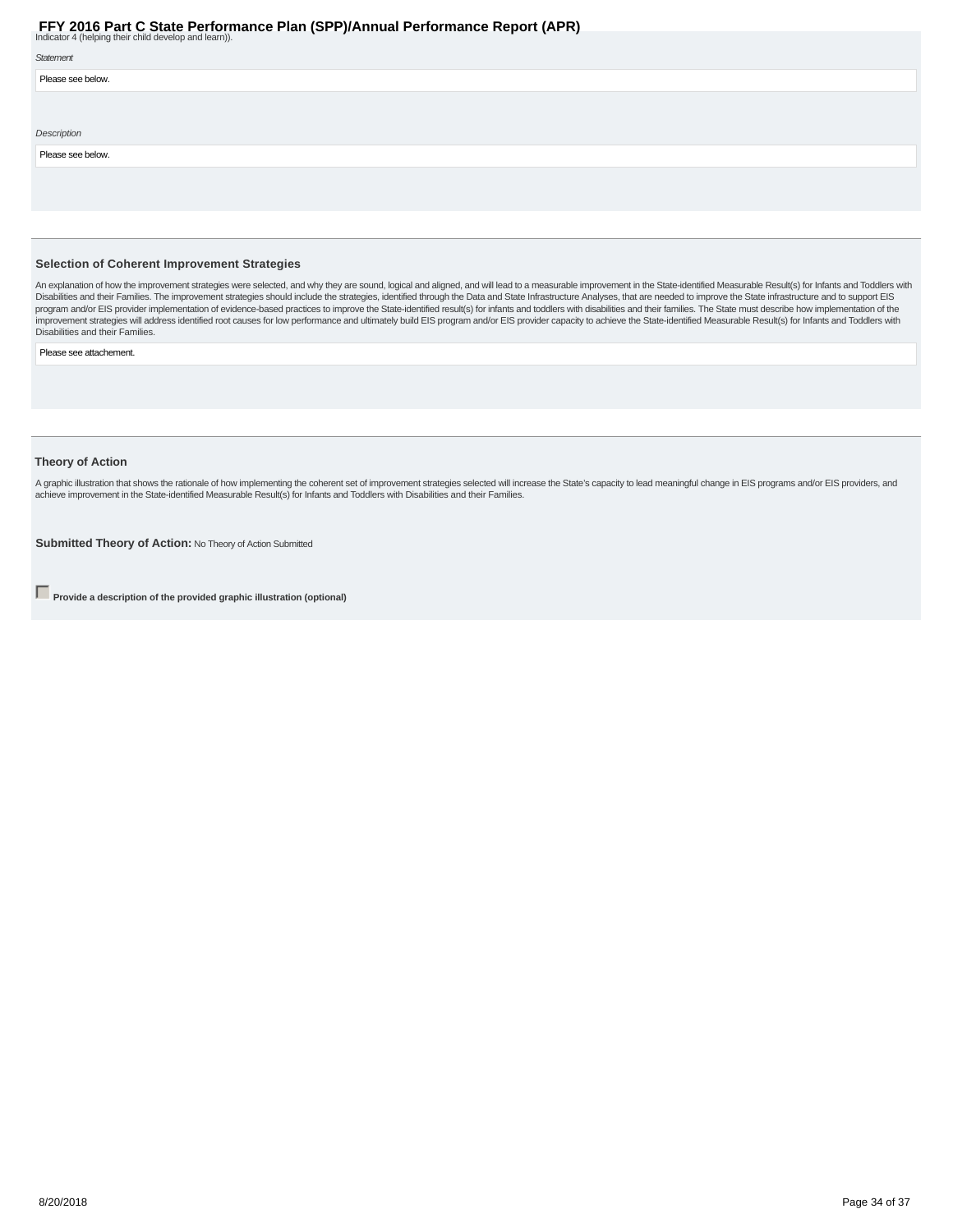Indicator 4 (helping their child develop and learn)).

*Statement*

Please see below.

*Description*

Please see below.

### Selection of Coherent Improvement Strategies

An explanation of how the improvement strategies were selected, and why they are sound, logical and aligned, and will lead to a measurable improvement in the State-identified Measurable Result(s) for Infants and Toddlers with Disabilities and their Families. The improvement strategies should include the strategies, identified through the Data and State Infrastructure Analyses, that are needed to improve the State infrastructure and to support EIS program and/or EIS provider implementation of evidence-based practices to improve the State-identified result(s) for infants and toddlers with disabilities and their families. The State must describe how implementation of the improvement strategies will address identified root causes for low performance and ultimately build EIS program and/or EIS provider capacity to achieve the State-identified Measurable Result(s) for Infants and Toddlers with Disabilities and their Families.

Please see attachement.

### Theory of Action

A graphic illustration that shows the rationale of how implementing the coherent set of improvement strategies selected will increase the State's capacity to lead meaningful change in EIS programs and/or EIS providers, and achieve improvement in the State-identified Measurable Result(s) for Infants and Toddlers with Disabilities and their Families.

**Submitted Theory of Action:** No Theory of Action Submitted

☐ **Provide a description of the provided graphic illustration (optional)**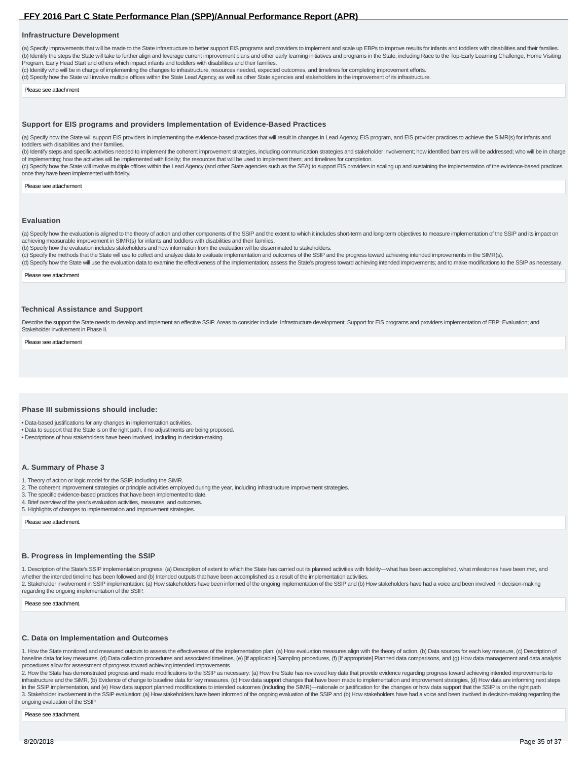### Infrastructure Development

(a) Specify improvements that will be made to the State infrastructure to better support EIS programs and providers to implement and scale up EBPs to improve results for infants and toddlers with disabilities and their families.
(b) Identify the steps the State will take to further align and leverage current improvement plans and other early learning initiatives and programs in the State, including Race to the Top-Early Learning Challenge, Home Visiting Program, Early Head Start and others which impact infants and toddlers with disabilities and their families.
(c) Identify who will be in charge of implementing the changes to infrastructure, resources needed, expected outcomes, and timelines for completing improvement efforts.
(d) Specify how the State will involve multiple offices within the State Lead Agency, as well as other State agencies and stakeholders in the improvement of its infrastructure.

Please see attachment

### Support for EIS programs and providers Implementation of Evidence-Based Practices

(a) Specify how the State will support EIS providers in implementing the evidence-based practices that will result in changes in Lead Agency, EIS program, and EIS provider practices to achieve the SIMR(s) for infants and toddlers with disabilities and their families.
(b) Identify steps and specific activities needed to implement the coherent improvement strategies, including communication strategies and stakeholder involvement; how identified barriers will be addressed; who will be in charge of implementing; how the activities will be implemented with fidelity; the resources that will be used to implement them; and timelines for completion.
(c) Specify how the State will involve multiple offices within the Lead Agency (and other State agencies such as the SEA) to support EIS providers in scaling up and sustaining the implementation of the evidence-based practices once they have been implemented with fidelity.

Please see attachement

### Evaluation

(a) Specify how the evaluation is aligned to the theory of action and other components of the SSIP and the extent to which it includes short-term and long-term objectives to measure implementation of the SSIP and its impact on achieving measurable improvement in SIMR(s) for infants and toddlers with disabilities and their families.
(b) Specify how the evaluation includes stakeholders and how information from the evaluation will be disseminated to stakeholders.
(c) Specify the methods that the State will use to collect and analyze data to evaluate implementation and outcomes of the SSIP and the progress toward achieving intended improvements in the SIMR(s).
(d) Specify how the State will use the evaluation data to examine the effectiveness of the implementation; assess the State's progress toward achieving intended improvements; and to make modifications to the SSIP as necessary.

Please see attachment

### Technical Assistance and Support

Describe the support the State needs to develop and implement an effective SSIP. Areas to consider include: Infrastructure development; Support for EIS programs and providers implementation of EBP; Evaluation; and Stakeholder involvement in Phase II.

Please see attachement

### Phase III submissions should include:

- Data-based justifications for any changes in implementation activities.
- Data to support that the State is on the right path, if no adjustments are being proposed.
- Descriptions of how stakeholders have been involved, including in decision-making.

### A. Summary of Phase 3

1. Theory of action or logic model for the SSIP, including the SiMR.
2. The coherent improvement strategies or principle activities employed during the year, including infrastructure improvement strategies.
3. The specific evidence-based practices that have been implemented to date.
4. Brief overview of the year's evaluation activities, measures, and outcomes.
5. Highlights of changes to implementation and improvement strategies.

Please see attachment.

### B. Progress in Implementing the SSIP

1. Description of the State's SSIP implementation progress: (a) Description of extent to which the State has carried out its planned activities with fidelity—what has been accomplished, what milestones have been met, and whether the intended timeline has been followed and (b) Intended outputs that have been accomplished as a result of the implementation activities.
2. Stakeholder involvement in SSIP implementation: (a) How stakeholders have been informed of the ongoing implementation of the SSIP and (b) How stakeholders have had a voice and been involved in decision-making regarding the ongoing implementation of the SSIP.

Please see attachment.

### C. Data on Implementation and Outcomes

1. How the State monitored and measured outputs to assess the effectiveness of the implementation plan: (a) How evaluation measures align with the theory of action, (b) Data sources for each key measure, (c) Description of baseline data for key measures, (d) Data collection procedures and associated timelines, (e) [If applicable] Sampling procedures, (f) [If appropriate] Planned data comparisons, and (g) How data management and data analysis procedures allow for assessment of progress toward achieving intended improvements
2. How the State has demonstrated progress and made modifications to the SSIP as necessary: (a) How the State has reviewed key data that provide evidence regarding progress toward achieving intended improvements to infrastructure and the SiMR, (b) Evidence of change to baseline data for key measures, (c) How data support changes that have been made to implementation and improvement strategies, (d) How data are informing next steps in the SSIP implementation, and (e) How data support planned modifications to intended outcomes (including the SIMR)—rationale or justification for the changes or how data support that the SSIP is on the right path
3. Stakeholder involvement in the SSIP evaluation: (a) How stakeholders have been informed of the ongoing evaluation of the SSIP and (b) How stakeholders have had a voice and been involved in decision-making regarding the ongoing evaluation of the SSIP

Please see attachment.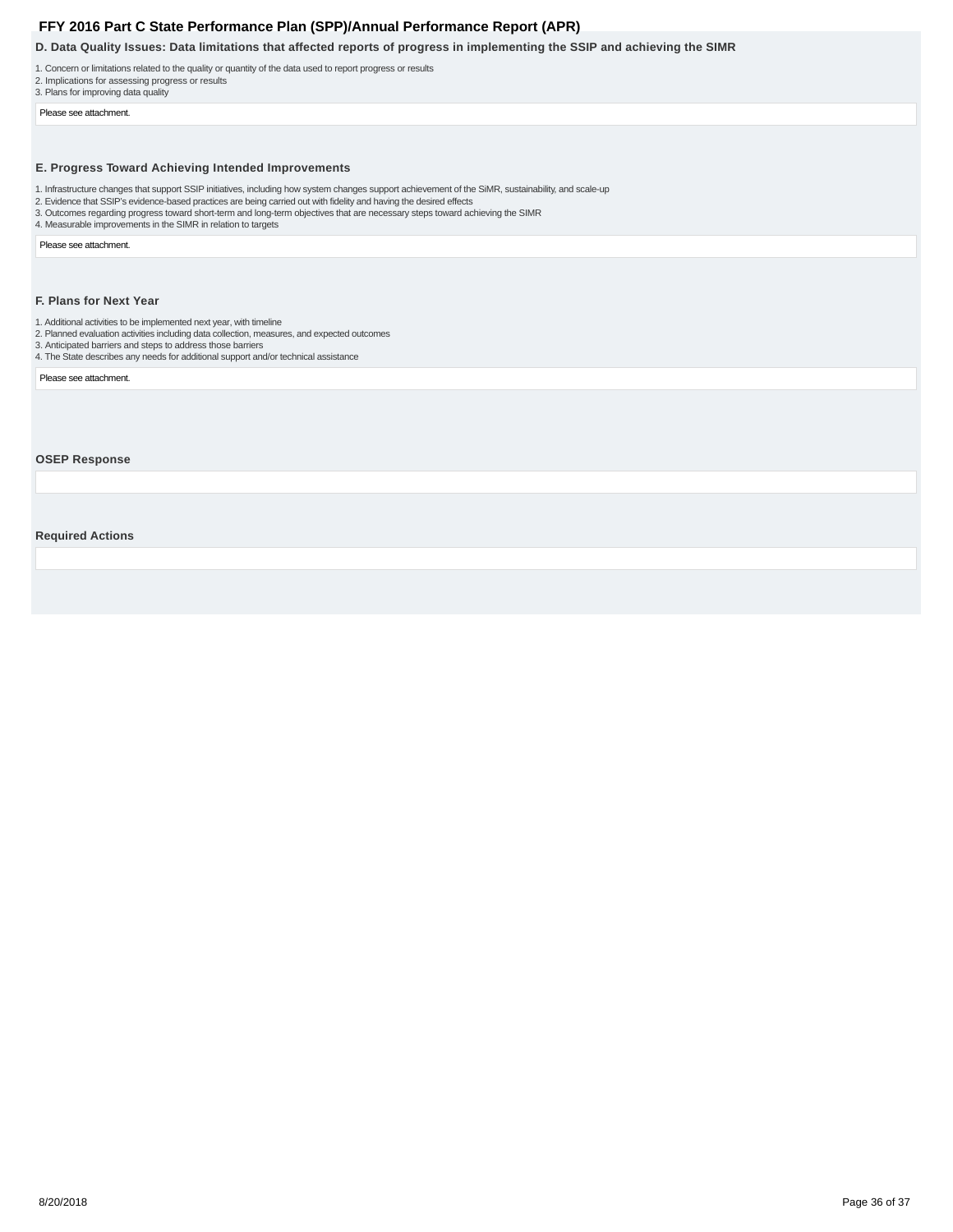### D. Data Quality Issues: Data limitations that affected reports of progress in implementing the SSIP and achieving the SIMR

1. Concern or limitations related to the quality or quantity of the data used to report progress or results
2. Implications for assessing progress or results
3. Plans for improving data quality

Please see attachment.

### E. Progress Toward Achieving Intended Improvements

1. Infrastructure changes that support SSIP initiatives, including how system changes support achievement of the SiMR, sustainability, and scale-up
2. Evidence that SSIP's evidence-based practices are being carried out with fidelity and having the desired effects
3. Outcomes regarding progress toward short-term and long-term objectives that are necessary steps toward achieving the SIMR
4. Measurable improvements in the SIMR in relation to targets

Please see attachment.

### F. Plans for Next Year

1. Additional activities to be implemented next year, with timeline
2. Planned evaluation activities including data collection, measures, and expected outcomes
3. Anticipated barriers and steps to address those barriers
4. The State describes any needs for additional support and/or technical assistance

Please see attachment.

### OSEP Response

### Required Actions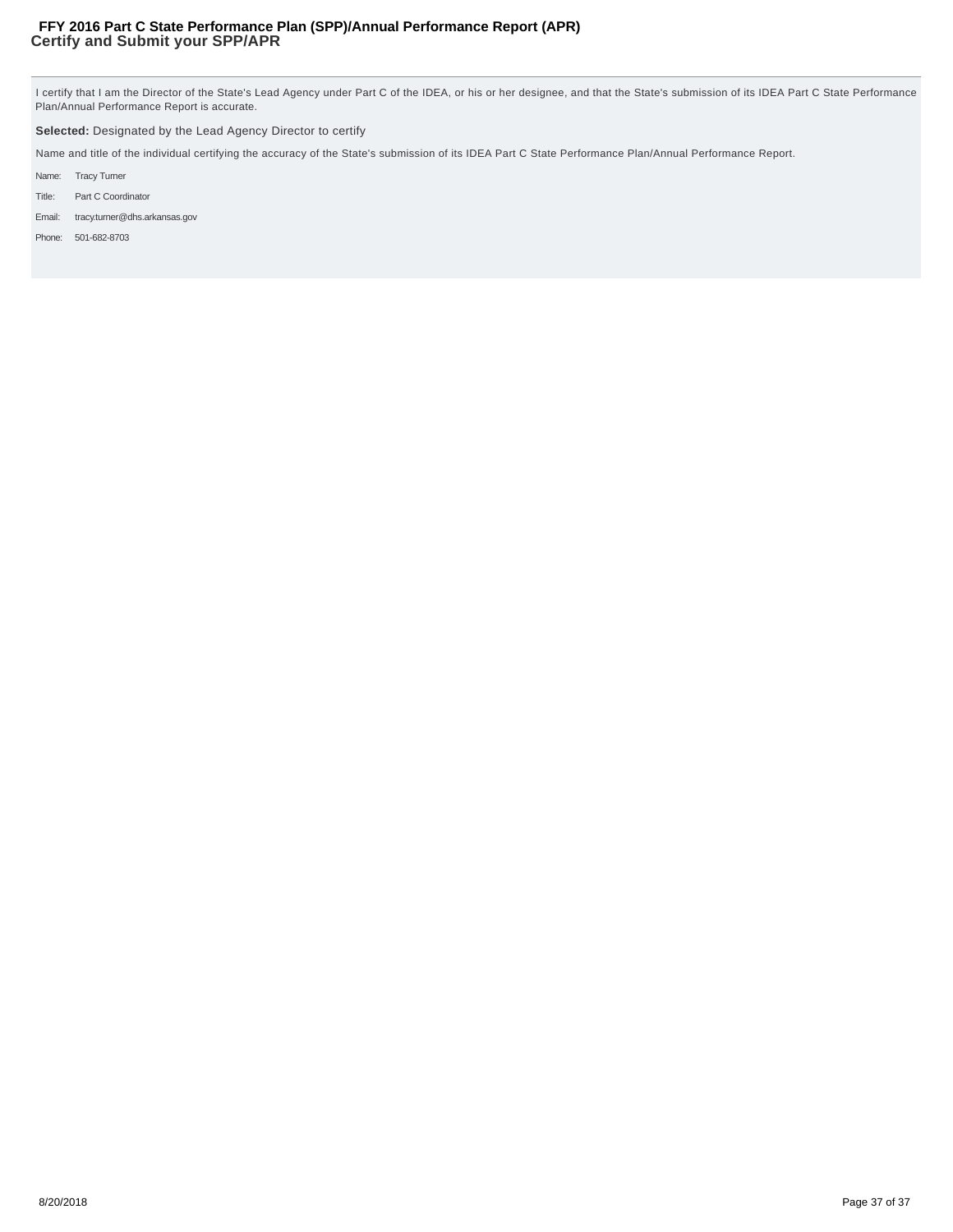# Certify and Submit your SPP/APR

I certify that I am the Director of the State's Lead Agency under Part C of the IDEA, or his or her designee, and that the State's submission of its IDEA Part C State Performance Plan/Annual Performance Report is accurate.

**Selected:** Designated by the Lead Agency Director to certify

Name and title of the individual certifying the accuracy of the State's submission of its IDEA Part C State Performance Plan/Annual Performance Report.

Name: Tracy Turner

Title: Part C Coordinator

Email: tracy.turner@dhs.arkansas.gov

Phone: 501-682-8703